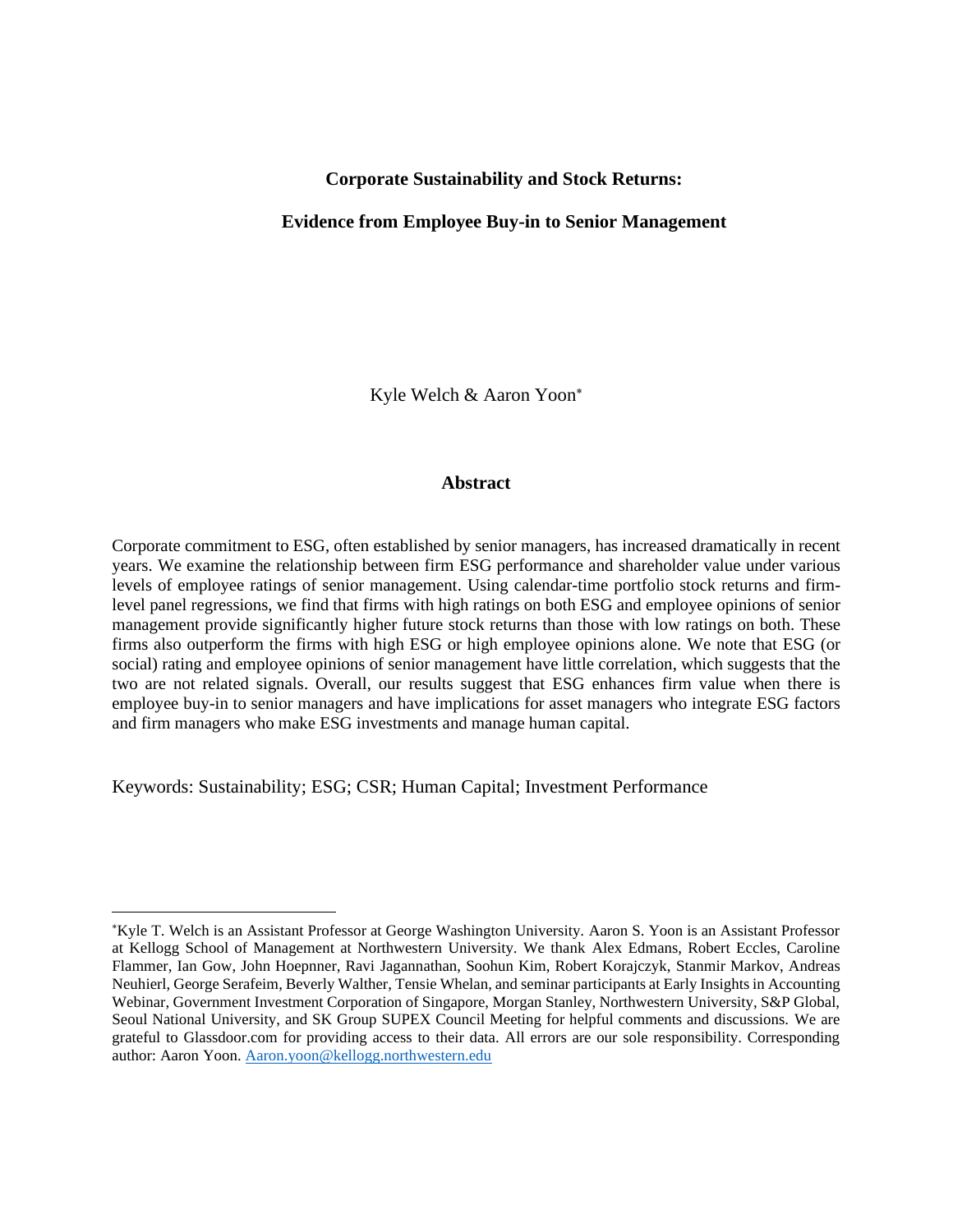# Corporate Sustainability and Stock Returns:

## Evidence from Employee Buy-in to Senior Management

Kyle Welch & Aaron Yoon*

## Abstract

Corporate commitment to ESG, often established by senior managers, has increased dramatically in recent years. We examine the relationship between firm ESG performance and shareholder value under various levels of employee ratings of senior management. Using calendar-time portfolio stock returns and firm-level panel regressions, we find that firms with high ratings on both ESG and employee opinions of senior management provide significantly higher future stock returns than those with low ratings on both. These firms also outperform the firms with high ESG or high employee opinions alone. We note that ESG (or social) rating and employee opinions of senior management have little correlation, which suggests that the two are not related signals. Overall, our results suggest that ESG enhances firm value when there is employee buy-in to senior managers and have implications for asset managers who integrate ESG factors and firm managers who make ESG investments and manage human capital.

Keywords: Sustainability; ESG; CSR; Human Capital; Investment Performance

---

*Kyle T. Welch is an Assistant Professor at George Washington University. Aaron S. Yoon is an Assistant Professor at Kellogg School of Management at Northwestern University. We thank Alex Edmans, Robert Eccles, Caroline Flammer, Ian Gow, John Hoepnner, Ravi Jagannathan, Soohun Kim, Robert Korajczyk, Stanmir Markov, Andreas Neuhierl, George Serafeim, Beverly Walther, Tensie Whelan, and seminar participants at Early Insights in Accounting Webinar, Government Investment Corporation of Singapore, Morgan Stanley, Northwestern University, S&P Global, Seoul National University, and SK Group SUPEX Council Meeting for helpful comments and discussions. We are grateful to Glassdoor.com for providing access to their data. All errors are our sole responsibility. Corresponding author: Aaron Yoon. Aaron.yoon@kellogg.northwestern.edu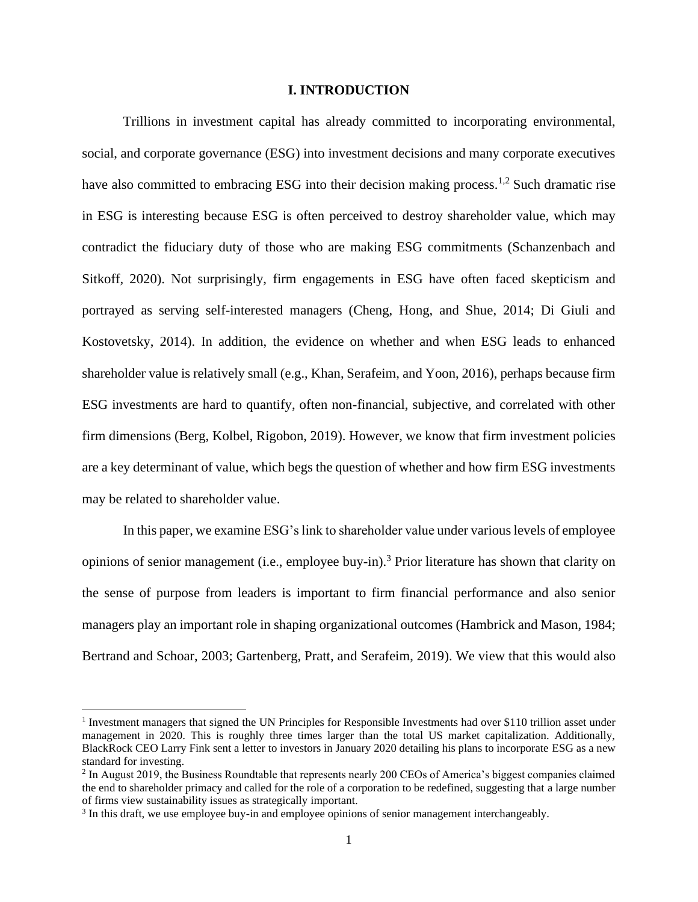# I. INTRODUCTION

Trillions in investment capital has already committed to incorporating environmental, social, and corporate governance (ESG) into investment decisions and many corporate executives have also committed to embracing ESG into their decision making process.[1,2] Such dramatic rise in ESG is interesting because ESG is often perceived to destroy shareholder value, which may contradict the fiduciary duty of those who are making ESG commitments (Schanzenbach and Sitkoff, 2020). Not surprisingly, firm engagements in ESG have often faced skepticism and portrayed as serving self-interested managers (Cheng, Hong, and Shue, 2014; Di Giuli and Kostovetsky, 2014). In addition, the evidence on whether and when ESG leads to enhanced shareholder value is relatively small (e.g., Khan, Serafeim, and Yoon, 2016), perhaps because firm ESG investments are hard to quantify, often non-financial, subjective, and correlated with other firm dimensions (Berg, Kolbel, Rigobon, 2019). However, we know that firm investment policies are a key determinant of value, which begs the question of whether and how firm ESG investments may be related to shareholder value.

In this paper, we examine ESG's link to shareholder value under various levels of employee opinions of senior management (i.e., employee buy-in).[3] Prior literature has shown that clarity on the sense of purpose from leaders is important to firm financial performance and also senior managers play an important role in shaping organizational outcomes (Hambrick and Mason, 1984; Bertrand and Schoar, 2003; Gartenberg, Pratt, and Serafeim, 2019). We view that this would also

---

[1] Investment managers that signed the UN Principles for Responsible Investments had over $110 trillion asset under management in 2020. This is roughly three times larger than the total US market capitalization. Additionally, BlackRock CEO Larry Fink sent a letter to investors in January 2020 detailing his plans to incorporate ESG as a new standard for investing.

[2] In August 2019, the Business Roundtable that represents nearly 200 CEOs of America's biggest companies claimed the end to shareholder primacy and called for the role of a corporation to be redefined, suggesting that a large number of firms view sustainability issues as strategically important.

[3] In this draft, we use employee buy-in and employee opinions of senior management interchangeably.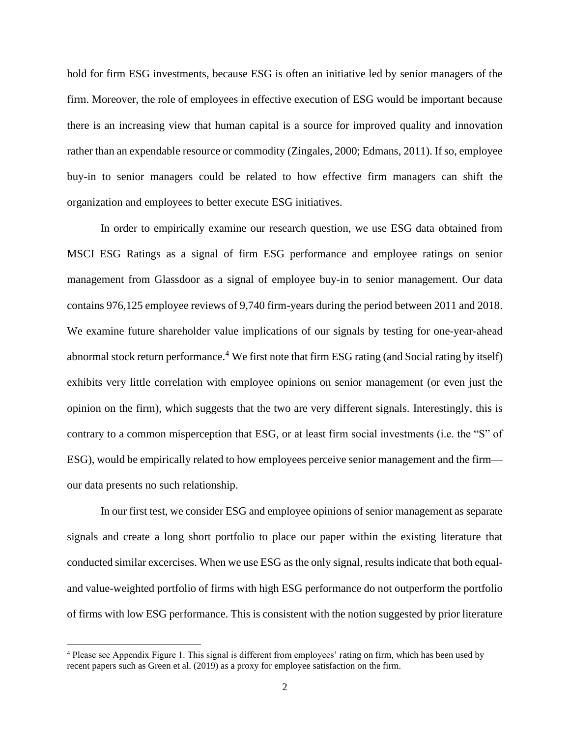hold for firm ESG investments, because ESG is often an initiative led by senior managers of the firm. Moreover, the role of employees in effective execution of ESG would be important because there is an increasing view that human capital is a source for improved quality and innovation rather than an expendable resource or commodity (Zingales, 2000; Edmans, 2011). If so, employee buy-in to senior managers could be related to how effective firm managers can shift the organization and employees to better execute ESG initiatives.

In order to empirically examine our research question, we use ESG data obtained from MSCI ESG Ratings as a signal of firm ESG performance and employee ratings on senior management from Glassdoor as a signal of employee buy-in to senior management. Our data contains 976,125 employee reviews of 9,740 firm-years during the period between 2011 and 2018. We examine future shareholder value implications of our signals by testing for one-year-ahead abnormal stock return performance.[4] We first note that firm ESG rating (and Social rating by itself) exhibits very little correlation with employee opinions on senior management (or even just the opinion on the firm), which suggests that the two are very different signals. Interestingly, this is contrary to a common misperception that ESG, or at least firm social investments (i.e. the "S" of ESG), would be empirically related to how employees perceive senior management and the firm—our data presents no such relationship.

In our first test, we consider ESG and employee opinions of senior management as separate signals and create a long short portfolio to place our paper within the existing literature that conducted similar excercises. When we use ESG as the only signal, results indicate that both equal- and value-weighted portfolio of firms with high ESG performance do not outperform the portfolio of firms with low ESG performance. This is consistent with the notion suggested by prior literature

[4] Please see Appendix Figure 1. This signal is different from employees' rating on firm, which has been used by recent papers such as Green et al. (2019) as a proxy for employee satisfaction on the firm.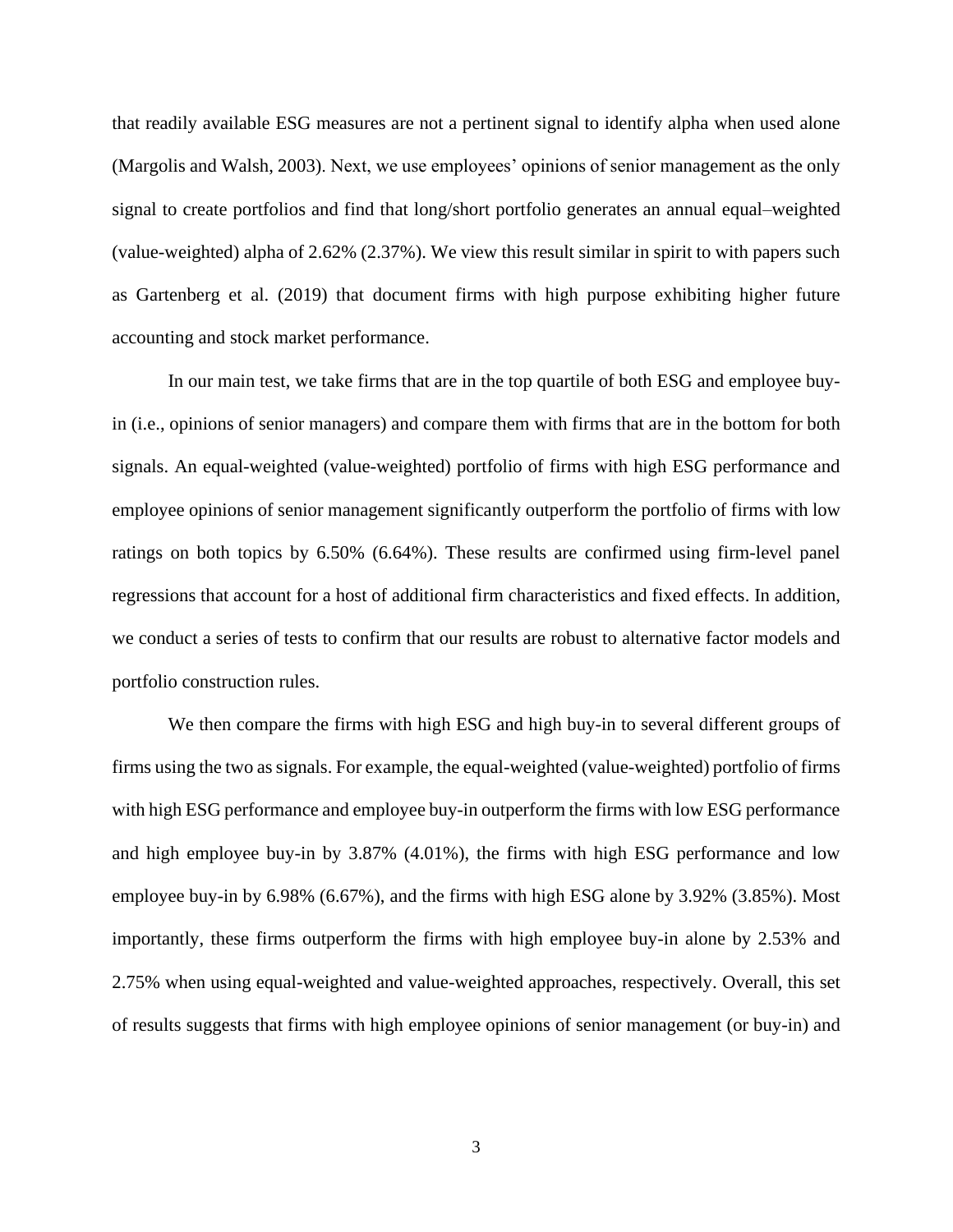that readily available ESG measures are not a pertinent signal to identify alpha when used alone (Margolis and Walsh, 2003). Next, we use employees' opinions of senior management as the only signal to create portfolios and find that long/short portfolio generates an annual equal–weighted (value-weighted) alpha of 2.62% (2.37%). We view this result similar in spirit to with papers such as Gartenberg et al. (2019) that document firms with high purpose exhibiting higher future accounting and stock market performance.

In our main test, we take firms that are in the top quartile of both ESG and employee buy-in (i.e., opinions of senior managers) and compare them with firms that are in the bottom for both signals. An equal-weighted (value-weighted) portfolio of firms with high ESG performance and employee opinions of senior management significantly outperform the portfolio of firms with low ratings on both topics by 6.50% (6.64%). These results are confirmed using firm-level panel regressions that account for a host of additional firm characteristics and fixed effects. In addition, we conduct a series of tests to confirm that our results are robust to alternative factor models and portfolio construction rules.

We then compare the firms with high ESG and high buy-in to several different groups of firms using the two as signals. For example, the equal-weighted (value-weighted) portfolio of firms with high ESG performance and employee buy-in outperform the firms with low ESG performance and high employee buy-in by 3.87% (4.01%), the firms with high ESG performance and low employee buy-in by 6.98% (6.67%), and the firms with high ESG alone by 3.92% (3.85%). Most importantly, these firms outperform the firms with high employee buy-in alone by 2.53% and 2.75% when using equal-weighted and value-weighted approaches, respectively. Overall, this set of results suggests that firms with high employee opinions of senior management (or buy-in) and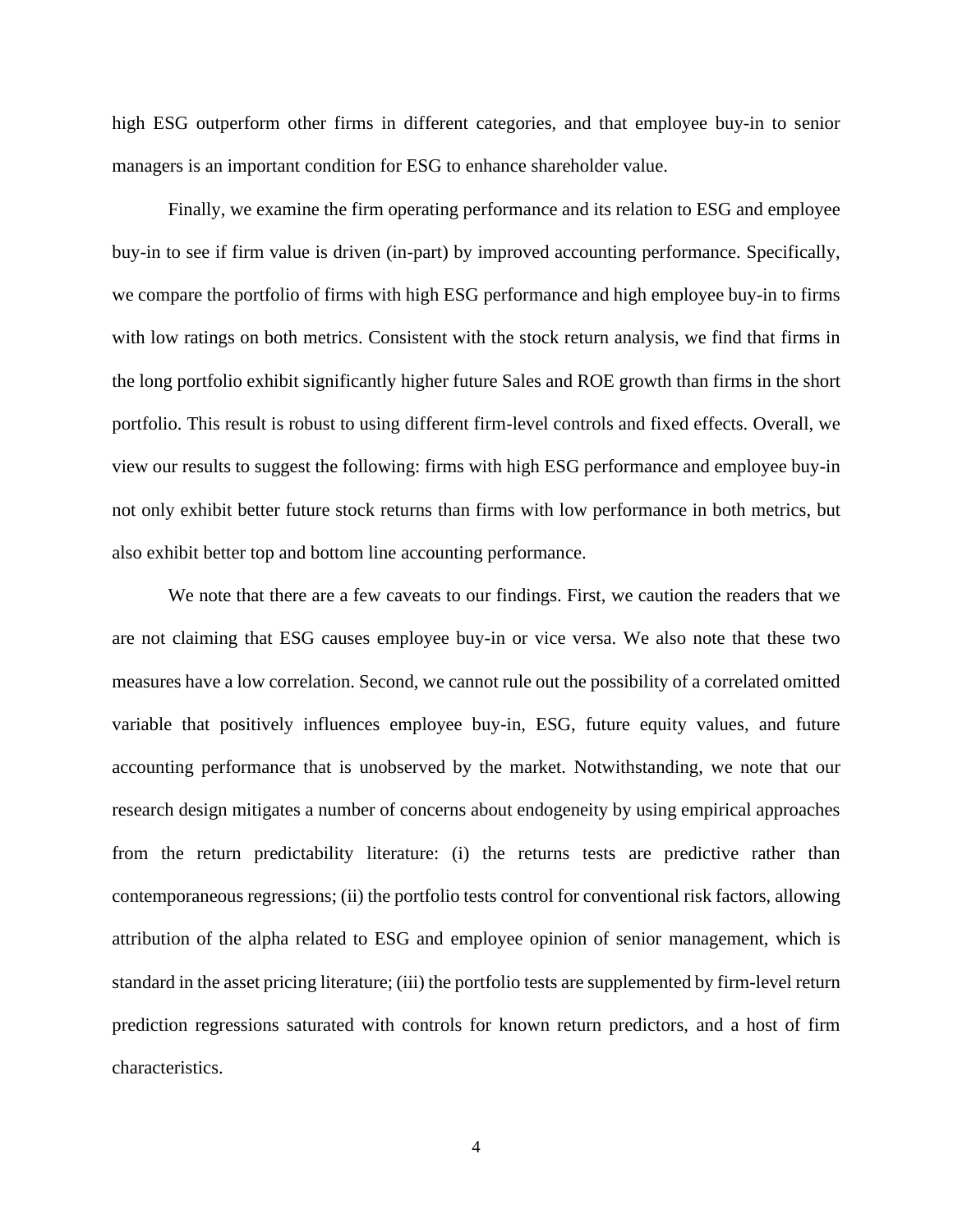high ESG outperform other firms in different categories, and that employee buy-in to senior managers is an important condition for ESG to enhance shareholder value.

Finally, we examine the firm operating performance and its relation to ESG and employee buy-in to see if firm value is driven (in-part) by improved accounting performance. Specifically, we compare the portfolio of firms with high ESG performance and high employee buy-in to firms with low ratings on both metrics. Consistent with the stock return analysis, we find that firms in the long portfolio exhibit significantly higher future Sales and ROE growth than firms in the short portfolio. This result is robust to using different firm-level controls and fixed effects. Overall, we view our results to suggest the following: firms with high ESG performance and employee buy-in not only exhibit better future stock returns than firms with low performance in both metrics, but also exhibit better top and bottom line accounting performance.

We note that there are a few caveats to our findings. First, we caution the readers that we are not claiming that ESG causes employee buy-in or vice versa. We also note that these two measures have a low correlation. Second, we cannot rule out the possibility of a correlated omitted variable that positively influences employee buy-in, ESG, future equity values, and future accounting performance that is unobserved by the market. Notwithstanding, we note that our research design mitigates a number of concerns about endogeneity by using empirical approaches from the return predictability literature: (i) the returns tests are predictive rather than contemporaneous regressions; (ii) the portfolio tests control for conventional risk factors, allowing attribution of the alpha related to ESG and employee opinion of senior management, which is standard in the asset pricing literature; (iii) the portfolio tests are supplemented by firm-level return prediction regressions saturated with controls for known return predictors, and a host of firm characteristics.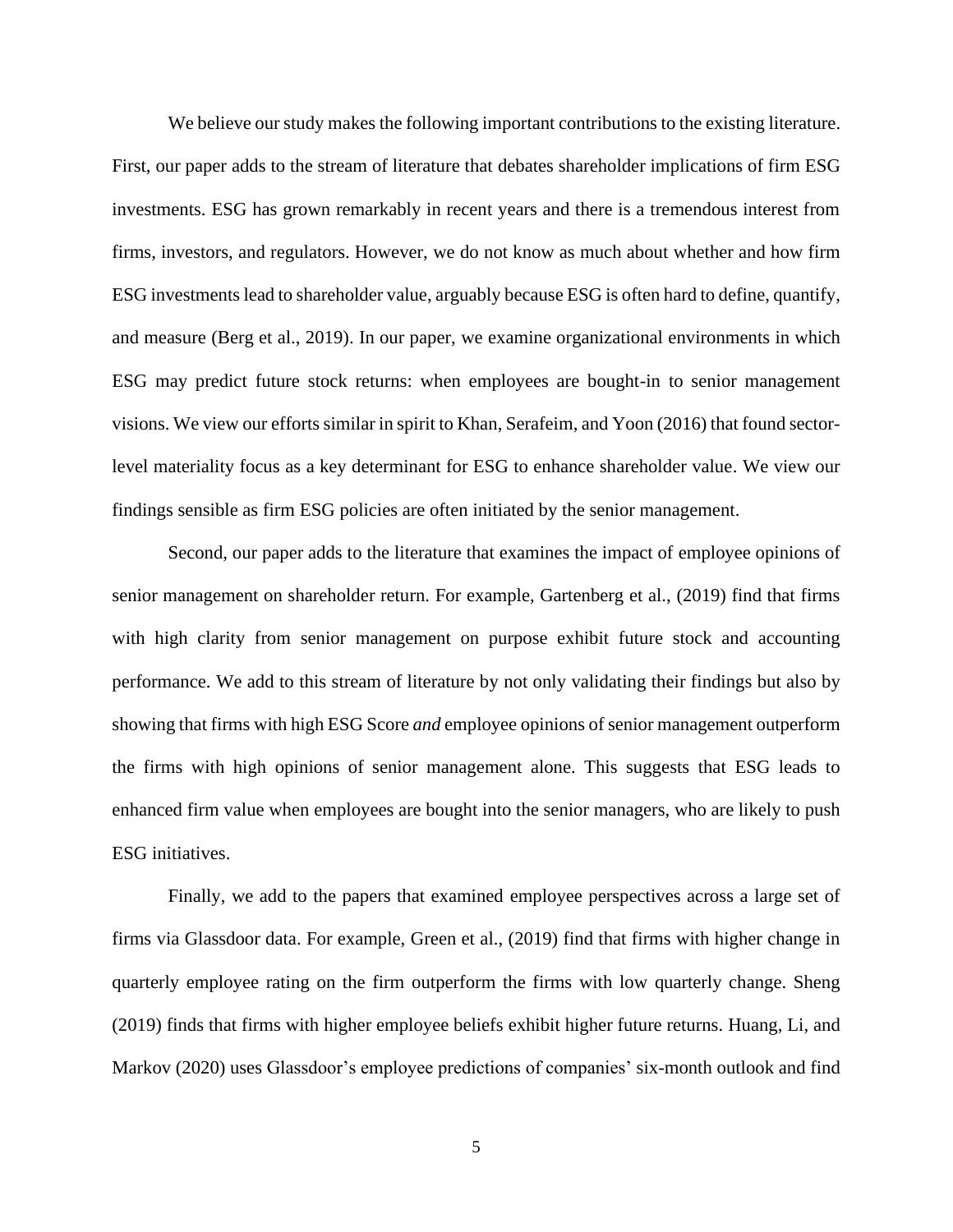We believe our study makes the following important contributions to the existing literature. First, our paper adds to the stream of literature that debates shareholder implications of firm ESG investments. ESG has grown remarkably in recent years and there is a tremendous interest from firms, investors, and regulators. However, we do not know as much about whether and how firm ESG investments lead to shareholder value, arguably because ESG is often hard to define, quantify, and measure (Berg et al., 2019). In our paper, we examine organizational environments in which ESG may predict future stock returns: when employees are bought-in to senior management visions. We view our efforts similar in spirit to Khan, Serafeim, and Yoon (2016) that found sector-level materiality focus as a key determinant for ESG to enhance shareholder value. We view our findings sensible as firm ESG policies are often initiated by the senior management.

Second, our paper adds to the literature that examines the impact of employee opinions of senior management on shareholder return. For example, Gartenberg et al., (2019) find that firms with high clarity from senior management on purpose exhibit future stock and accounting performance. We add to this stream of literature by not only validating their findings but also by showing that firms with high ESG Score *and* employee opinions of senior management outperform the firms with high opinions of senior management alone. This suggests that ESG leads to enhanced firm value when employees are bought into the senior managers, who are likely to push ESG initiatives.

Finally, we add to the papers that examined employee perspectives across a large set of firms via Glassdoor data. For example, Green et al., (2019) find that firms with higher change in quarterly employee rating on the firm outperform the firms with low quarterly change. Sheng (2019) finds that firms with higher employee beliefs exhibit higher future returns. Huang, Li, and Markov (2020) uses Glassdoor's employee predictions of companies' six-month outlook and find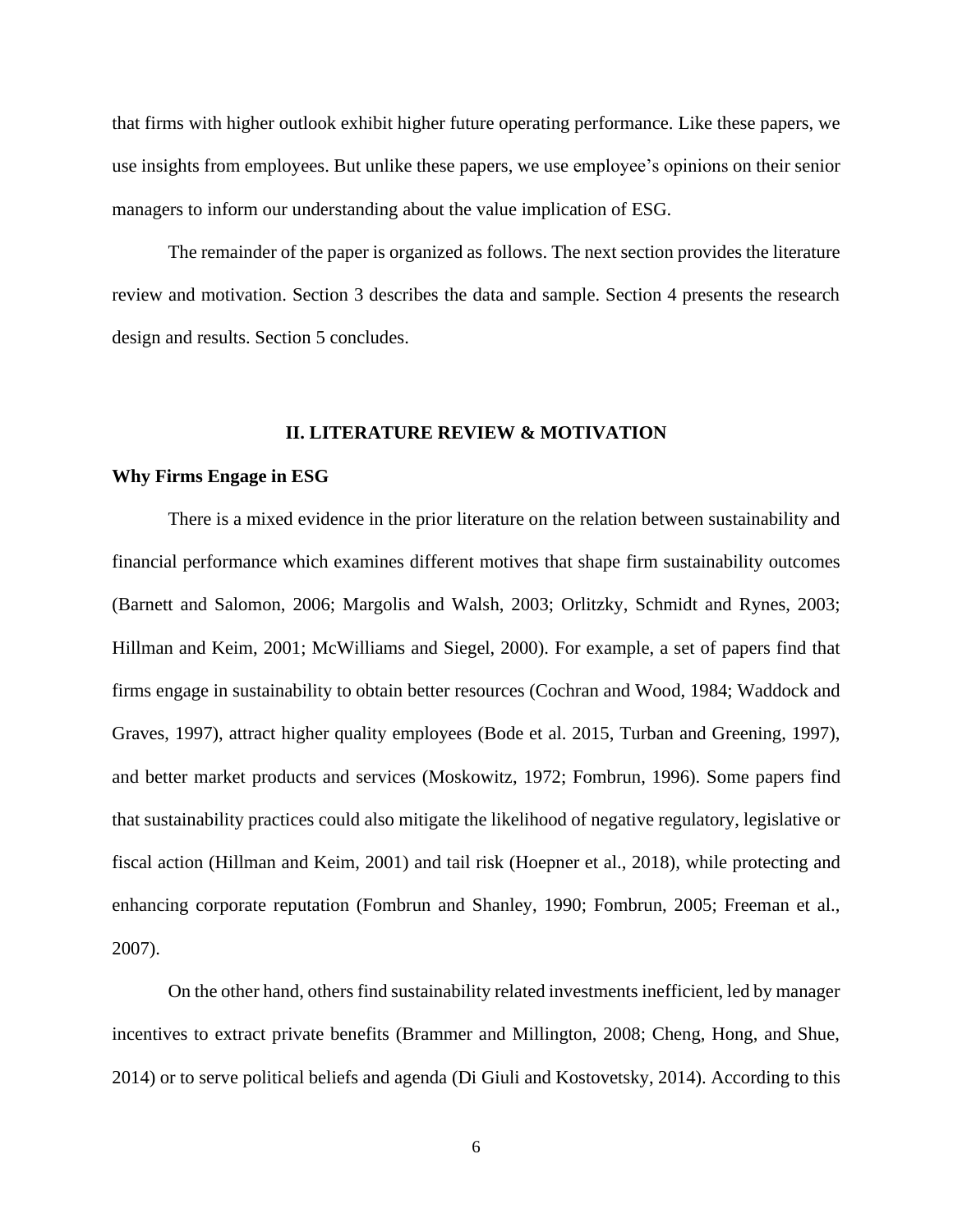that firms with higher outlook exhibit higher future operating performance. Like these papers, we use insights from employees. But unlike these papers, we use employee's opinions on their senior managers to inform our understanding about the value implication of ESG.

The remainder of the paper is organized as follows. The next section provides the literature review and motivation. Section 3 describes the data and sample. Section 4 presents the research design and results. Section 5 concludes.

## II. LITERATURE REVIEW & MOTIVATION

### Why Firms Engage in ESG

There is a mixed evidence in the prior literature on the relation between sustainability and financial performance which examines different motives that shape firm sustainability outcomes (Barnett and Salomon, 2006; Margolis and Walsh, 2003; Orlitzky, Schmidt and Rynes, 2003; Hillman and Keim, 2001; McWilliams and Siegel, 2000). For example, a set of papers find that firms engage in sustainability to obtain better resources (Cochran and Wood, 1984; Waddock and Graves, 1997), attract higher quality employees (Bode et al. 2015, Turban and Greening, 1997), and better market products and services (Moskowitz, 1972; Fombrun, 1996). Some papers find that sustainability practices could also mitigate the likelihood of negative regulatory, legislative or fiscal action (Hillman and Keim, 2001) and tail risk (Hoepner et al., 2018), while protecting and enhancing corporate reputation (Fombrun and Shanley, 1990; Fombrun, 2005; Freeman et al., 2007).

On the other hand, others find sustainability related investments inefficient, led by manager incentives to extract private benefits (Brammer and Millington, 2008; Cheng, Hong, and Shue, 2014) or to serve political beliefs and agenda (Di Giuli and Kostovetsky, 2014). According to this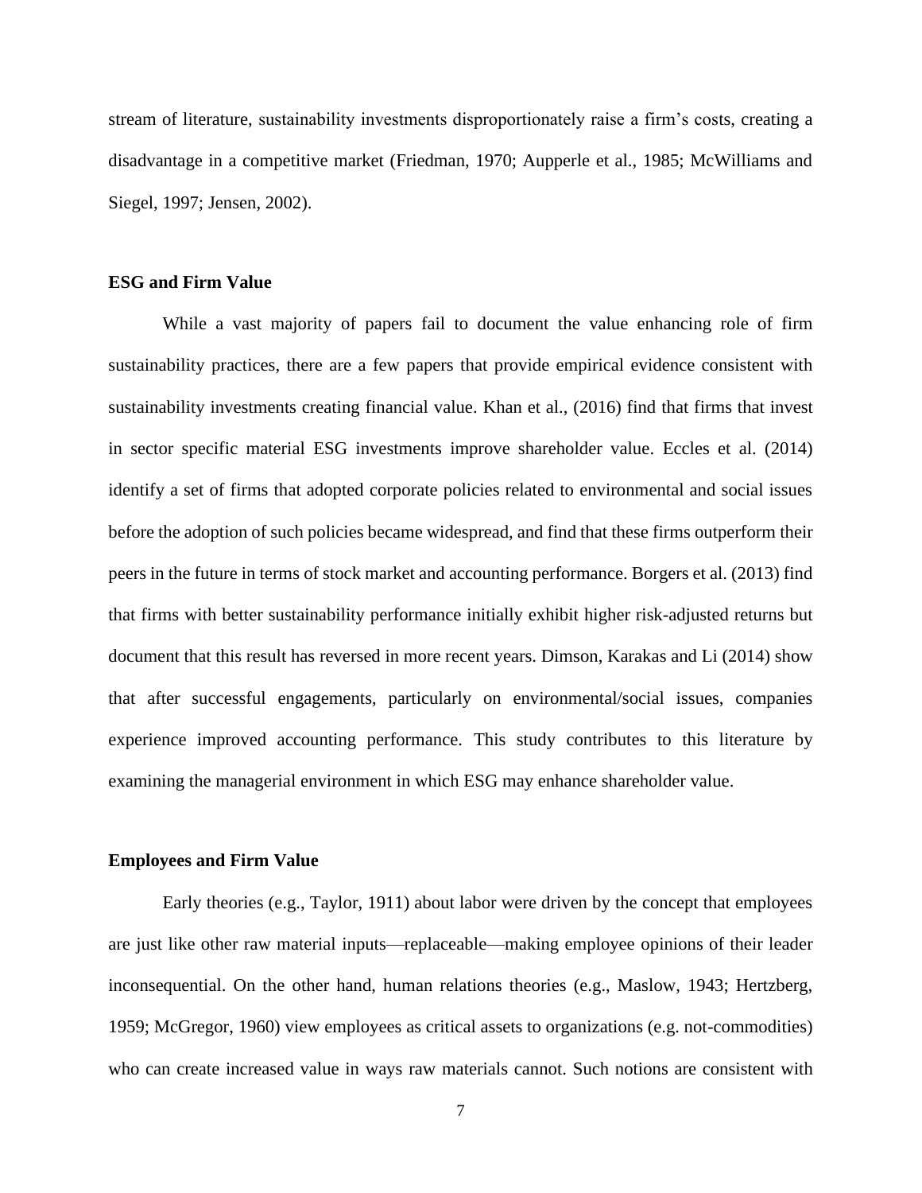stream of literature, sustainability investments disproportionately raise a firm's costs, creating a disadvantage in a competitive market (Friedman, 1970; Aupperle et al., 1985; McWilliams and Siegel, 1997; Jensen, 2002).

### ESG and Firm Value

While a vast majority of papers fail to document the value enhancing role of firm sustainability practices, there are a few papers that provide empirical evidence consistent with sustainability investments creating financial value. Khan et al., (2016) find that firms that invest in sector specific material ESG investments improve shareholder value. Eccles et al. (2014) identify a set of firms that adopted corporate policies related to environmental and social issues before the adoption of such policies became widespread, and find that these firms outperform their peers in the future in terms of stock market and accounting performance. Borgers et al. (2013) find that firms with better sustainability performance initially exhibit higher risk-adjusted returns but document that this result has reversed in more recent years. Dimson, Karakas and Li (2014) show that after successful engagements, particularly on environmental/social issues, companies experience improved accounting performance. This study contributes to this literature by examining the managerial environment in which ESG may enhance shareholder value.

### Employees and Firm Value

Early theories (e.g., Taylor, 1911) about labor were driven by the concept that employees are just like other raw material inputs—replaceable—making employee opinions of their leader inconsequential. On the other hand, human relations theories (e.g., Maslow, 1943; Hertzberg, 1959; McGregor, 1960) view employees as critical assets to organizations (e.g. not-commodities) who can create increased value in ways raw materials cannot. Such notions are consistent with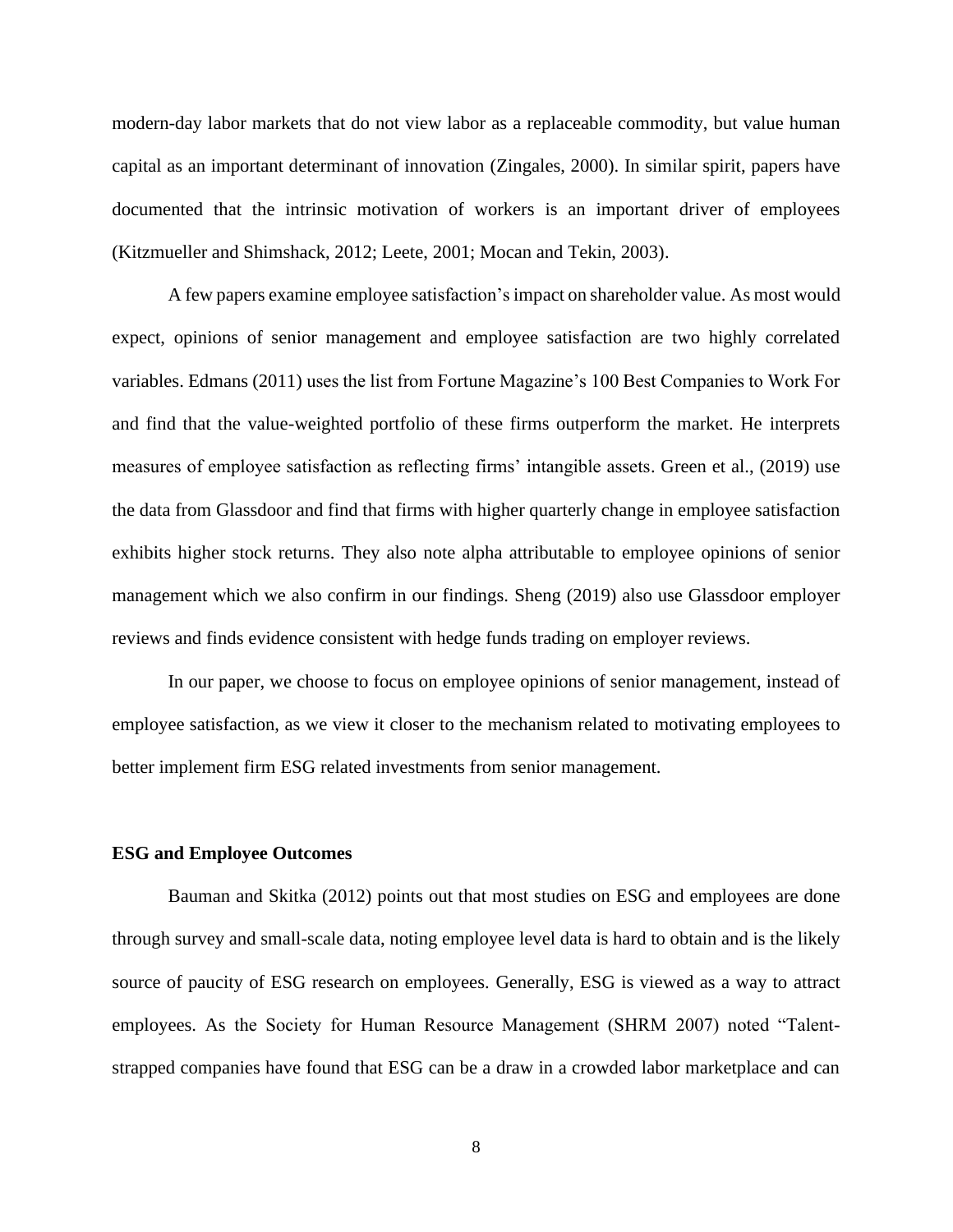modern-day labor markets that do not view labor as a replaceable commodity, but value human capital as an important determinant of innovation (Zingales, 2000). In similar spirit, papers have documented that the intrinsic motivation of workers is an important driver of employees (Kitzmueller and Shimshack, 2012; Leete, 2001; Mocan and Tekin, 2003).

A few papers examine employee satisfaction's impact on shareholder value. As most would expect, opinions of senior management and employee satisfaction are two highly correlated variables. Edmans (2011) uses the list from Fortune Magazine's 100 Best Companies to Work For and find that the value-weighted portfolio of these firms outperform the market. He interprets measures of employee satisfaction as reflecting firms' intangible assets. Green et al., (2019) use the data from Glassdoor and find that firms with higher quarterly change in employee satisfaction exhibits higher stock returns. They also note alpha attributable to employee opinions of senior management which we also confirm in our findings. Sheng (2019) also use Glassdoor employer reviews and finds evidence consistent with hedge funds trading on employer reviews.

In our paper, we choose to focus on employee opinions of senior management, instead of employee satisfaction, as we view it closer to the mechanism related to motivating employees to better implement firm ESG related investments from senior management.

**ESG and Employee Outcomes**

Bauman and Skitka (2012) points out that most studies on ESG and employees are done through survey and small-scale data, noting employee level data is hard to obtain and is the likely source of paucity of ESG research on employees. Generally, ESG is viewed as a way to attract employees. As the Society for Human Resource Management (SHRM 2007) noted "Talent-strapped companies have found that ESG can be a draw in a crowded labor marketplace and can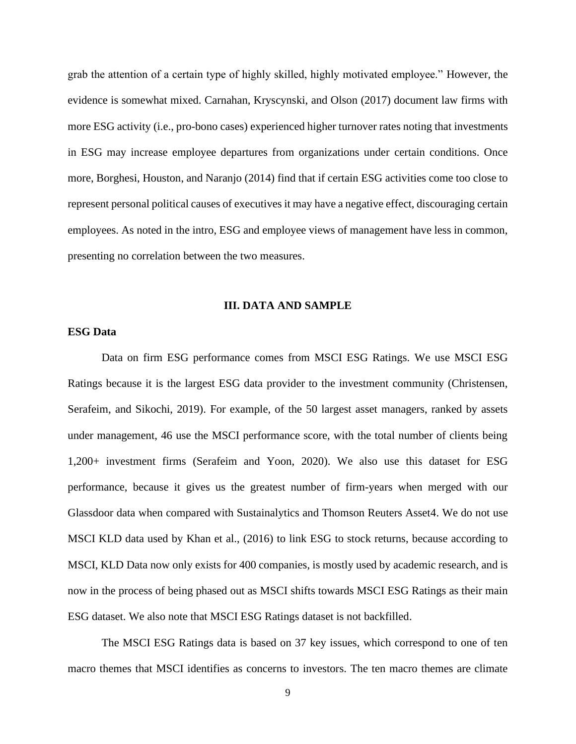grab the attention of a certain type of highly skilled, highly motivated employee." However, the evidence is somewhat mixed. Carnahan, Kryscynski, and Olson (2017) document law firms with more ESG activity (i.e., pro-bono cases) experienced higher turnover rates noting that investments in ESG may increase employee departures from organizations under certain conditions. Once more, Borghesi, Houston, and Naranjo (2014) find that if certain ESG activities come too close to represent personal political causes of executives it may have a negative effect, discouraging certain employees. As noted in the intro, ESG and employee views of management have less in common, presenting no correlation between the two measures.

## III. DATA AND SAMPLE

**ESG Data**

Data on firm ESG performance comes from MSCI ESG Ratings. We use MSCI ESG Ratings because it is the largest ESG data provider to the investment community (Christensen, Serafeim, and Sikochi, 2019). For example, of the 50 largest asset managers, ranked by assets under management, 46 use the MSCI performance score, with the total number of clients being 1,200+ investment firms (Serafeim and Yoon, 2020). We also use this dataset for ESG performance, because it gives us the greatest number of firm-years when merged with our Glassdoor data when compared with Sustainalytics and Thomson Reuters Asset4. We do not use MSCI KLD data used by Khan et al., (2016) to link ESG to stock returns, because according to MSCI, KLD Data now only exists for 400 companies, is mostly used by academic research, and is now in the process of being phased out as MSCI shifts towards MSCI ESG Ratings as their main ESG dataset. We also note that MSCI ESG Ratings dataset is not backfilled.

The MSCI ESG Ratings data is based on 37 key issues, which correspond to one of ten macro themes that MSCI identifies as concerns to investors. The ten macro themes are climate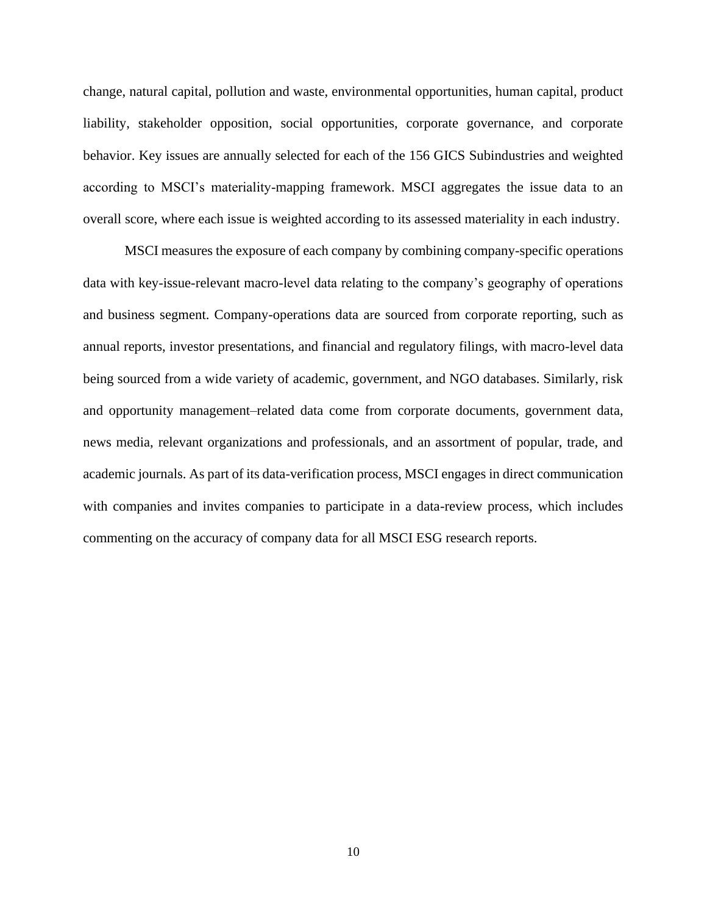change, natural capital, pollution and waste, environmental opportunities, human capital, product liability, stakeholder opposition, social opportunities, corporate governance, and corporate behavior. Key issues are annually selected for each of the 156 GICS Subindustries and weighted according to MSCI's materiality-mapping framework. MSCI aggregates the issue data to an overall score, where each issue is weighted according to its assessed materiality in each industry.

MSCI measures the exposure of each company by combining company-specific operations data with key-issue-relevant macro-level data relating to the company's geography of operations and business segment. Company-operations data are sourced from corporate reporting, such as annual reports, investor presentations, and financial and regulatory filings, with macro-level data being sourced from a wide variety of academic, government, and NGO databases. Similarly, risk and opportunity management–related data come from corporate documents, government data, news media, relevant organizations and professionals, and an assortment of popular, trade, and academic journals. As part of its data-verification process, MSCI engages in direct communication with companies and invites companies to participate in a data-review process, which includes commenting on the accuracy of company data for all MSCI ESG research reports.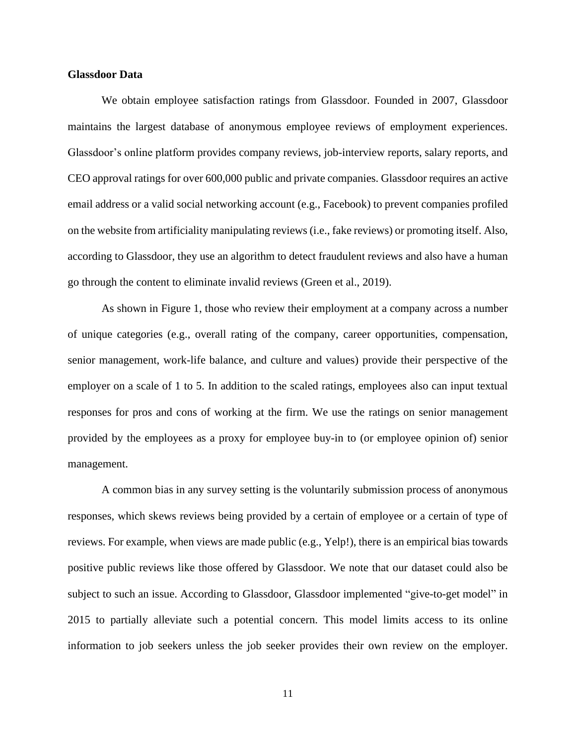**Glassdoor Data**

We obtain employee satisfaction ratings from Glassdoor. Founded in 2007, Glassdoor maintains the largest database of anonymous employee reviews of employment experiences. Glassdoor's online platform provides company reviews, job-interview reports, salary reports, and CEO approval ratings for over 600,000 public and private companies. Glassdoor requires an active email address or a valid social networking account (e.g., Facebook) to prevent companies profiled on the website from artificiality manipulating reviews (i.e., fake reviews) or promoting itself. Also, according to Glassdoor, they use an algorithm to detect fraudulent reviews and also have a human go through the content to eliminate invalid reviews (Green et al., 2019).

As shown in Figure 1, those who review their employment at a company across a number of unique categories (e.g., overall rating of the company, career opportunities, compensation, senior management, work-life balance, and culture and values) provide their perspective of the employer on a scale of 1 to 5. In addition to the scaled ratings, employees also can input textual responses for pros and cons of working at the firm. We use the ratings on senior management provided by the employees as a proxy for employee buy-in to (or employee opinion of) senior management.

A common bias in any survey setting is the voluntarily submission process of anonymous responses, which skews reviews being provided by a certain of employee or a certain of type of reviews. For example, when views are made public (e.g., Yelp!), there is an empirical bias towards positive public reviews like those offered by Glassdoor. We note that our dataset could also be subject to such an issue. According to Glassdoor, Glassdoor implemented "give-to-get model" in 2015 to partially alleviate such a potential concern. This model limits access to its online information to job seekers unless the job seeker provides their own review on the employer.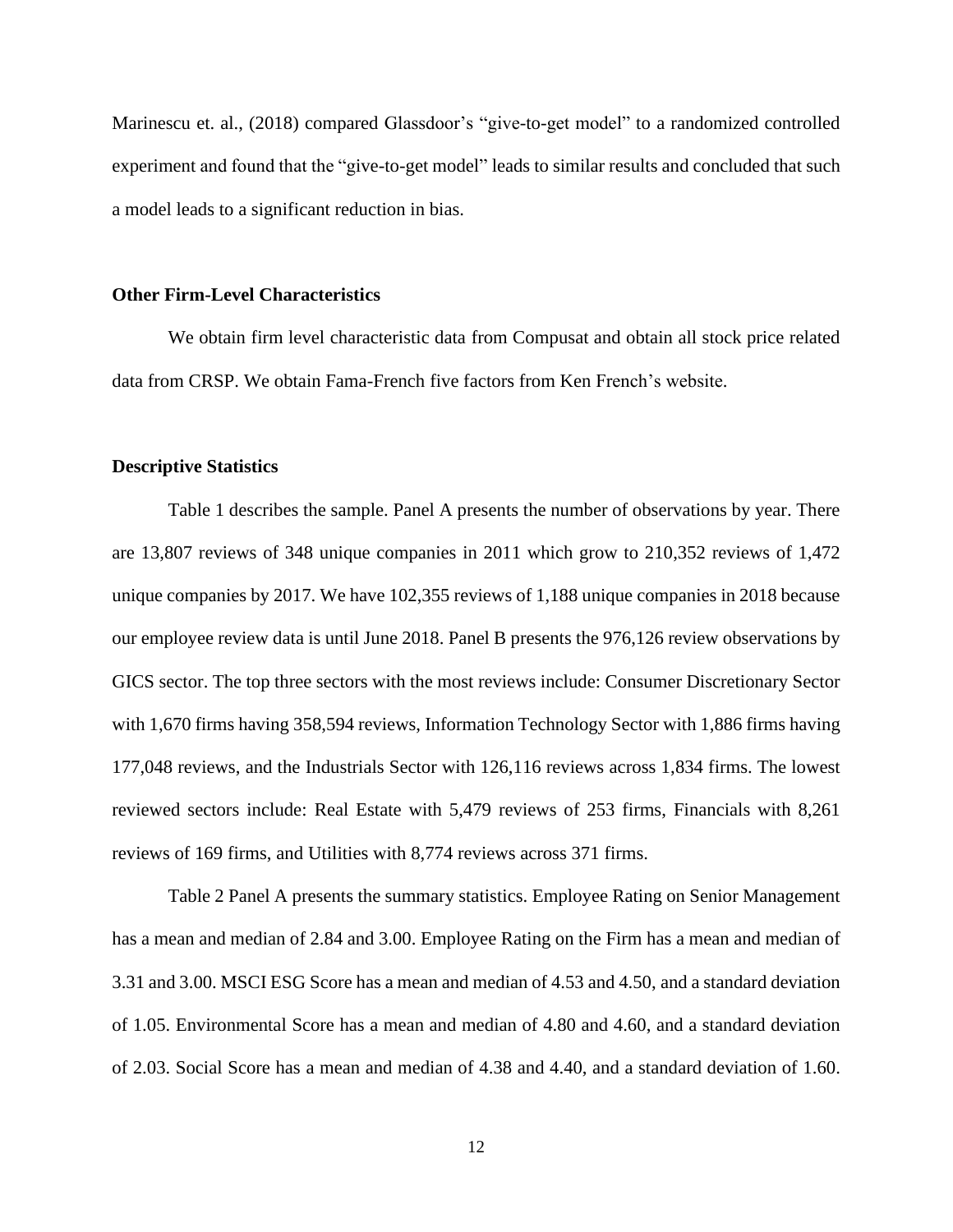Marinescu et. al., (2018) compared Glassdoor's "give-to-get model" to a randomized controlled experiment and found that the "give-to-get model" leads to similar results and concluded that such a model leads to a significant reduction in bias.

### Other Firm-Level Characteristics

We obtain firm level characteristic data from Compusat and obtain all stock price related data from CRSP. We obtain Fama-French five factors from Ken French's website.

### Descriptive Statistics

Table 1 describes the sample. Panel A presents the number of observations by year. There are 13,807 reviews of 348 unique companies in 2011 which grow to 210,352 reviews of 1,472 unique companies by 2017. We have 102,355 reviews of 1,188 unique companies in 2018 because our employee review data is until June 2018. Panel B presents the 976,126 review observations by GICS sector. The top three sectors with the most reviews include: Consumer Discretionary Sector with 1,670 firms having 358,594 reviews, Information Technology Sector with 1,886 firms having 177,048 reviews, and the Industrials Sector with 126,116 reviews across 1,834 firms. The lowest reviewed sectors include: Real Estate with 5,479 reviews of 253 firms, Financials with 8,261 reviews of 169 firms, and Utilities with 8,774 reviews across 371 firms.

Table 2 Panel A presents the summary statistics. Employee Rating on Senior Management has a mean and median of 2.84 and 3.00. Employee Rating on the Firm has a mean and median of 3.31 and 3.00. MSCI ESG Score has a mean and median of 4.53 and 4.50, and a standard deviation of 1.05. Environmental Score has a mean and median of 4.80 and 4.60, and a standard deviation of 2.03. Social Score has a mean and median of 4.38 and 4.40, and a standard deviation of 1.60.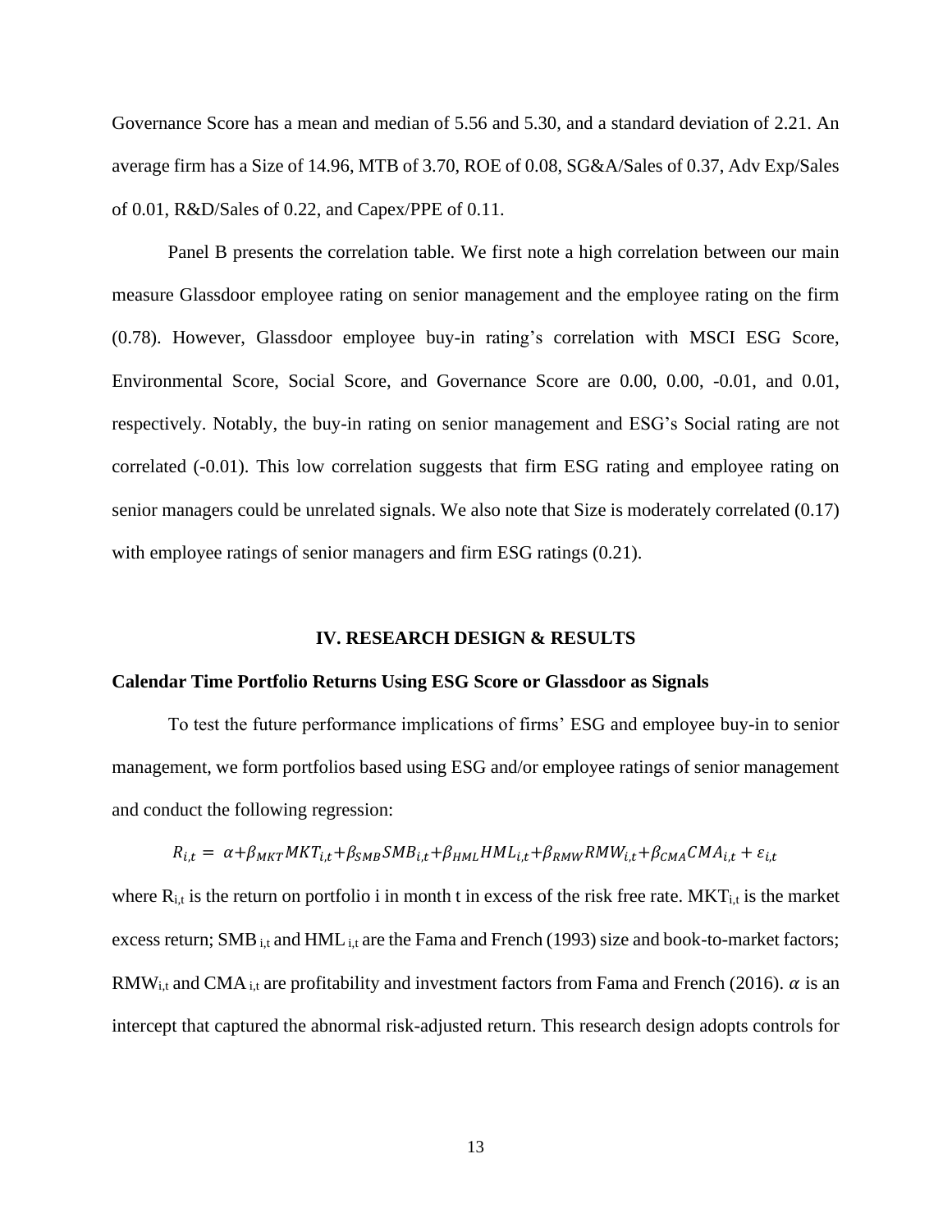Governance Score has a mean and median of 5.56 and 5.30, and a standard deviation of 2.21. An average firm has a Size of 14.96, MTB of 3.70, ROE of 0.08, SG&A/Sales of 0.37, Adv Exp/Sales of 0.01, R&D/Sales of 0.22, and Capex/PPE of 0.11.

Panel B presents the correlation table. We first note a high correlation between our main measure Glassdoor employee rating on senior management and the employee rating on the firm (0.78). However, Glassdoor employee buy-in rating's correlation with MSCI ESG Score, Environmental Score, Social Score, and Governance Score are 0.00, 0.00, -0.01, and 0.01, respectively. Notably, the buy-in rating on senior management and ESG's Social rating are not correlated (-0.01). This low correlation suggests that firm ESG rating and employee rating on senior managers could be unrelated signals. We also note that Size is moderately correlated (0.17) with employee ratings of senior managers and firm ESG ratings (0.21).

## IV. RESEARCH DESIGN & RESULTS

### Calendar Time Portfolio Returns Using ESG Score or Glassdoor as Signals

To test the future performance implications of firms' ESG and employee buy-in to senior management, we form portfolios based using ESG and/or employee ratings of senior management and conduct the following regression:

$$R_{i,t} = \alpha + \beta_{MKT} MKT_{i,t} + \beta_{SMB} SMB_{i,t} + \beta_{HML} HML_{i,t} + \beta_{RMW} RMW_{i,t} + \beta_{CMA} CMA_{i,t} + \varepsilon_{i,t}$$

where $R_{i,t}$ is the return on portfolio i in month t in excess of the risk free rate. $MKT_{i,t}$ is the market excess return; $SMB_{i,t}$ and $HML_{i,t}$ are the Fama and French (1993) size and book-to-market factors; $RMW_{i,t}$ and $CMA_{i,t}$ are profitability and investment factors from Fama and French (2016). $\alpha$ is an intercept that captured the abnormal risk-adjusted return. This research design adopts controls for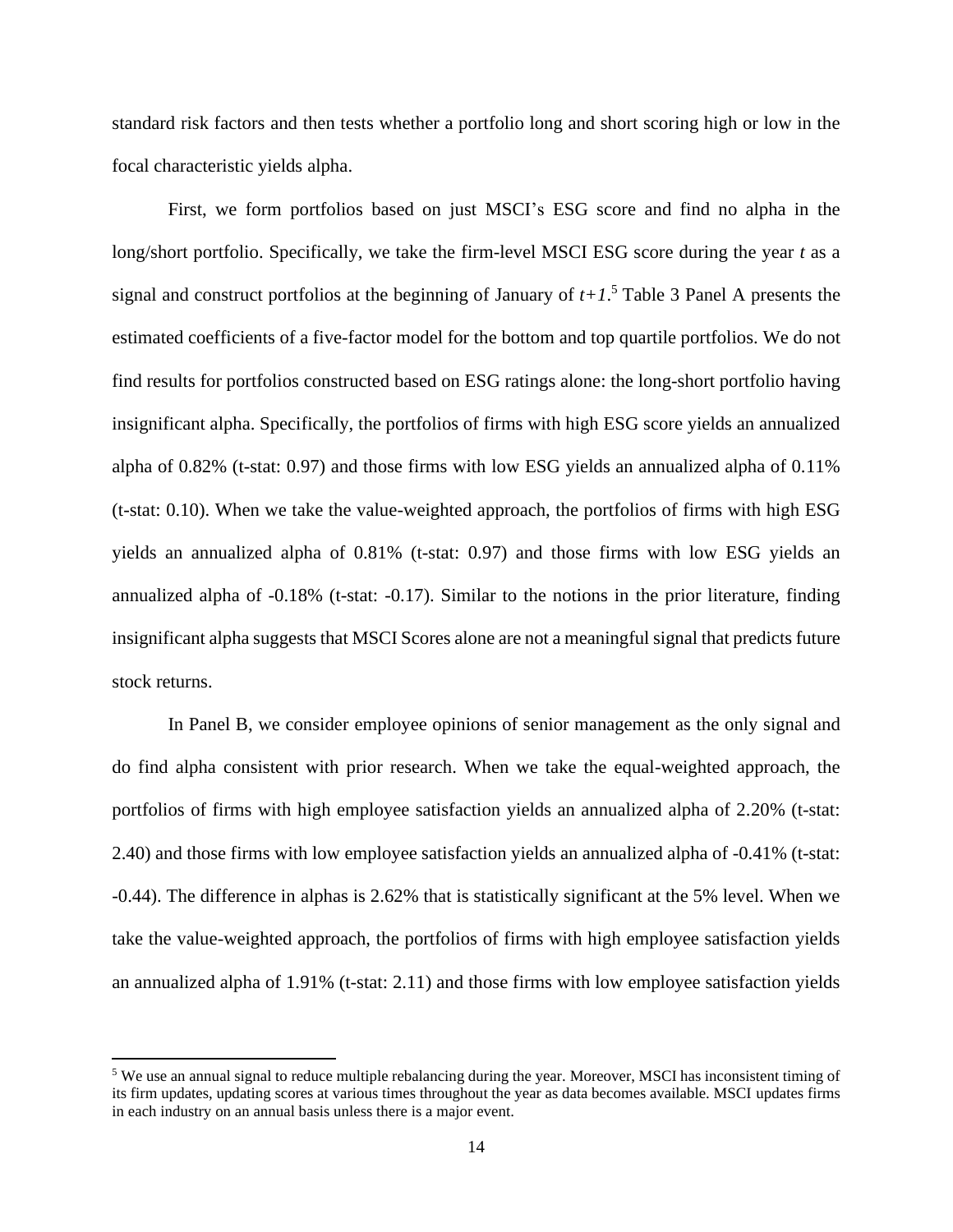standard risk factors and then tests whether a portfolio long and short scoring high or low in the focal characteristic yields alpha.

First, we form portfolios based on just MSCI's ESG score and find no alpha in the long/short portfolio. Specifically, we take the firm-level MSCI ESG score during the year *t* as a signal and construct portfolios at the beginning of January of *t+1*.[5] Table 3 Panel A presents the estimated coefficients of a five-factor model for the bottom and top quartile portfolios. We do not find results for portfolios constructed based on ESG ratings alone: the long-short portfolio having insignificant alpha. Specifically, the portfolios of firms with high ESG score yields an annualized alpha of 0.82% (t-stat: 0.97) and those firms with low ESG yields an annualized alpha of 0.11% (t-stat: 0.10). When we take the value-weighted approach, the portfolios of firms with high ESG yields an annualized alpha of 0.81% (t-stat: 0.97) and those firms with low ESG yields an annualized alpha of -0.18% (t-stat: -0.17). Similar to the notions in the prior literature, finding insignificant alpha suggests that MSCI Scores alone are not a meaningful signal that predicts future stock returns.

In Panel B, we consider employee opinions of senior management as the only signal and do find alpha consistent with prior research. When we take the equal-weighted approach, the portfolios of firms with high employee satisfaction yields an annualized alpha of 2.20% (t-stat: 2.40) and those firms with low employee satisfaction yields an annualized alpha of -0.41% (t-stat: -0.44). The difference in alphas is 2.62% that is statistically significant at the 5% level. When we take the value-weighted approach, the portfolios of firms with high employee satisfaction yields an annualized alpha of 1.91% (t-stat: 2.11) and those firms with low employee satisfaction yields

[5] We use an annual signal to reduce multiple rebalancing during the year. Moreover, MSCI has inconsistent timing of its firm updates, updating scores at various times throughout the year as data becomes available. MSCI updates firms in each industry on an annual basis unless there is a major event.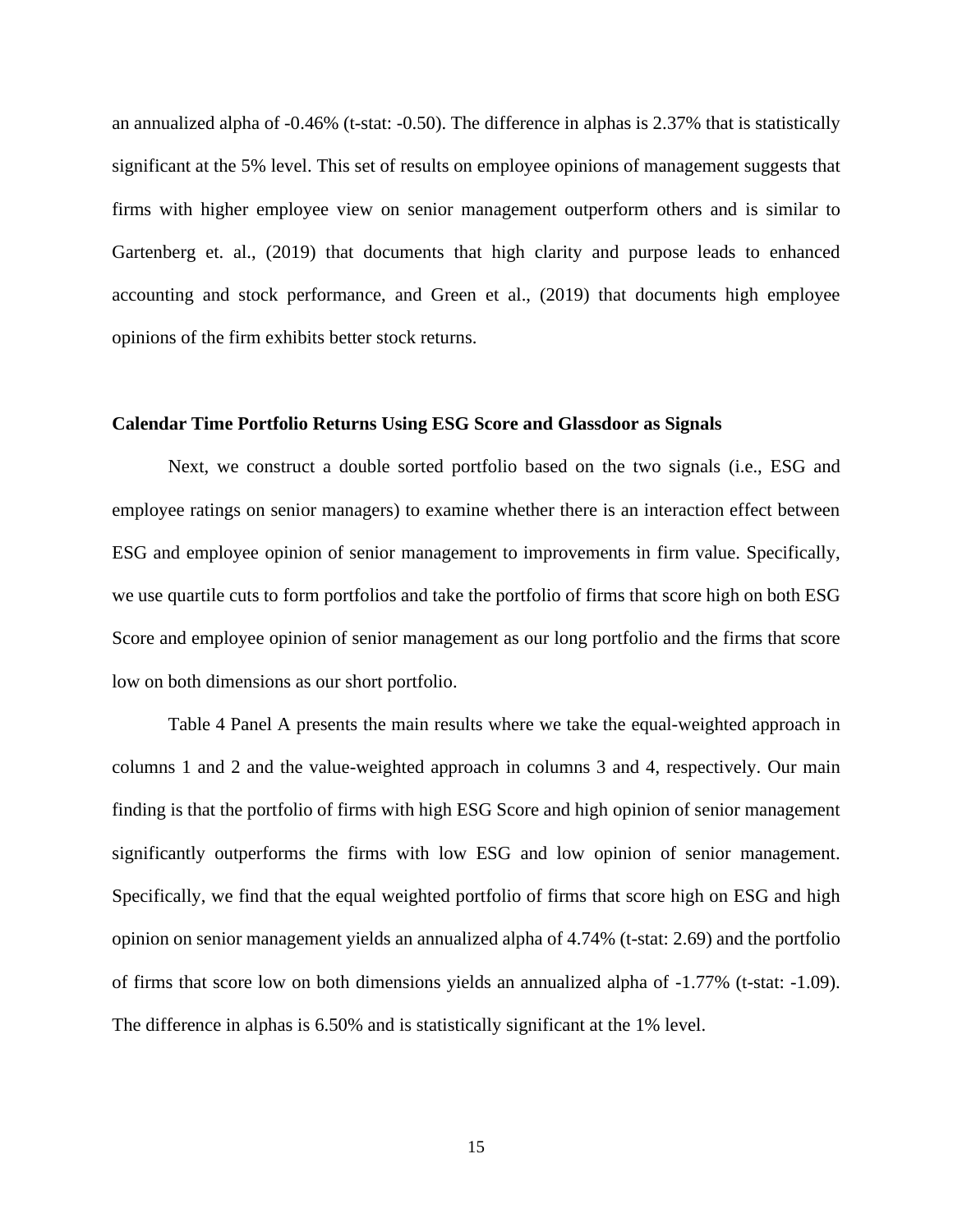an annualized alpha of -0.46% (t-stat: -0.50). The difference in alphas is 2.37% that is statistically significant at the 5% level. This set of results on employee opinions of management suggests that firms with higher employee view on senior management outperform others and is similar to Gartenberg et. al., (2019) that documents that high clarity and purpose leads to enhanced accounting and stock performance, and Green et al., (2019) that documents high employee opinions of the firm exhibits better stock returns.

**Calendar Time Portfolio Returns Using ESG Score and Glassdoor as Signals**

Next, we construct a double sorted portfolio based on the two signals (i.e., ESG and employee ratings on senior managers) to examine whether there is an interaction effect between ESG and employee opinion of senior management to improvements in firm value. Specifically, we use quartile cuts to form portfolios and take the portfolio of firms that score high on both ESG Score and employee opinion of senior management as our long portfolio and the firms that score low on both dimensions as our short portfolio.

Table 4 Panel A presents the main results where we take the equal-weighted approach in columns 1 and 2 and the value-weighted approach in columns 3 and 4, respectively. Our main finding is that the portfolio of firms with high ESG Score and high opinion of senior management significantly outperforms the firms with low ESG and low opinion of senior management. Specifically, we find that the equal weighted portfolio of firms that score high on ESG and high opinion on senior management yields an annualized alpha of 4.74% (t-stat: 2.69) and the portfolio of firms that score low on both dimensions yields an annualized alpha of -1.77% (t-stat: -1.09). The difference in alphas is 6.50% and is statistically significant at the 1% level.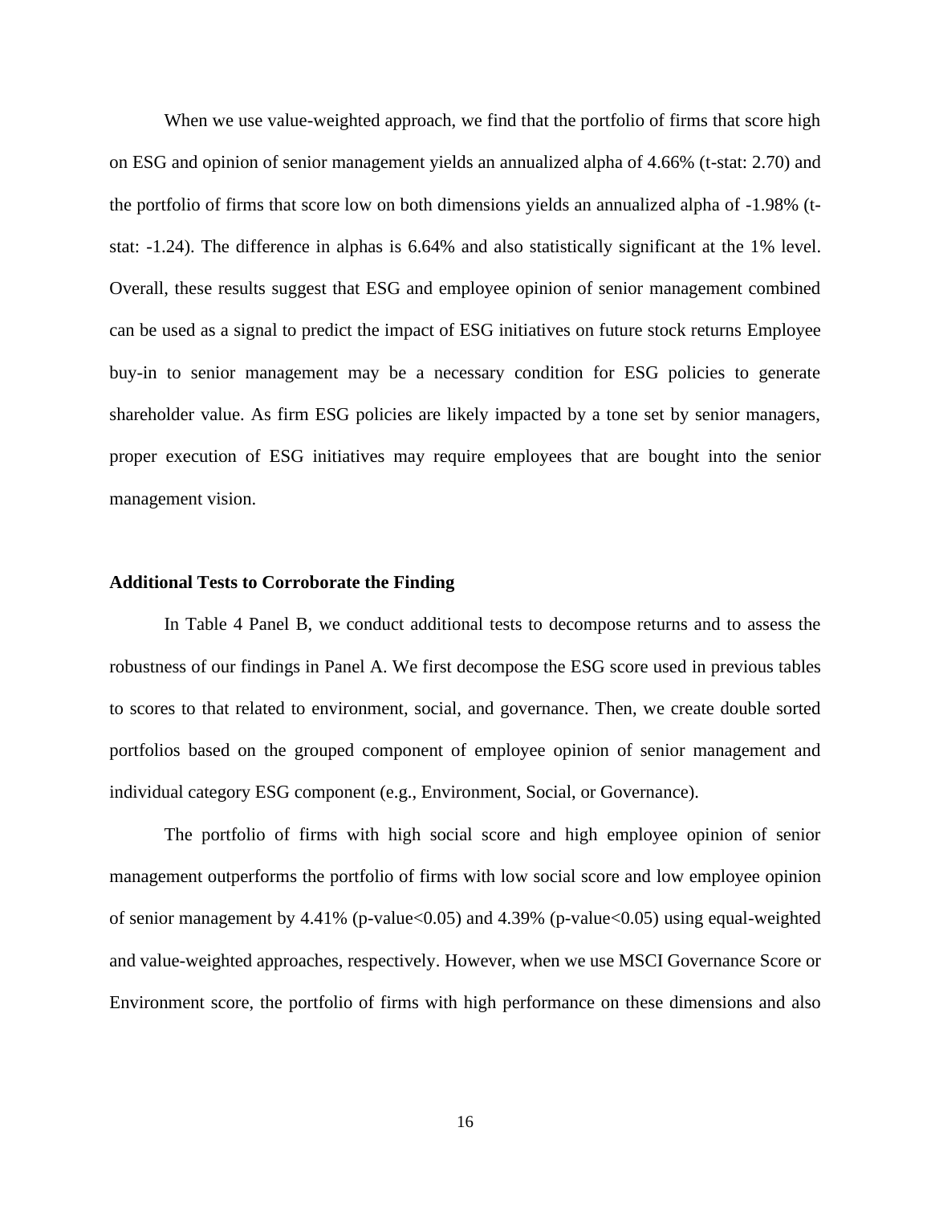When we use value-weighted approach, we find that the portfolio of firms that score high on ESG and opinion of senior management yields an annualized alpha of 4.66% (t-stat: 2.70) and the portfolio of firms that score low on both dimensions yields an annualized alpha of -1.98% (t-stat: -1.24). The difference in alphas is 6.64% and also statistically significant at the 1% level. Overall, these results suggest that ESG and employee opinion of senior management combined can be used as a signal to predict the impact of ESG initiatives on future stock returns Employee buy-in to senior management may be a necessary condition for ESG policies to generate shareholder value. As firm ESG policies are likely impacted by a tone set by senior managers, proper execution of ESG initiatives may require employees that are bought into the senior management vision.

**Additional Tests to Corroborate the Finding**

In Table 4 Panel B, we conduct additional tests to decompose returns and to assess the robustness of our findings in Panel A. We first decompose the ESG score used in previous tables to scores to that related to environment, social, and governance. Then, we create double sorted portfolios based on the grouped component of employee opinion of senior management and individual category ESG component (e.g., Environment, Social, or Governance).

The portfolio of firms with high social score and high employee opinion of senior management outperforms the portfolio of firms with low social score and low employee opinion of senior management by 4.41% (p-value<0.05) and 4.39% (p-value<0.05) using equal-weighted and value-weighted approaches, respectively. However, when we use MSCI Governance Score or Environment score, the portfolio of firms with high performance on these dimensions and also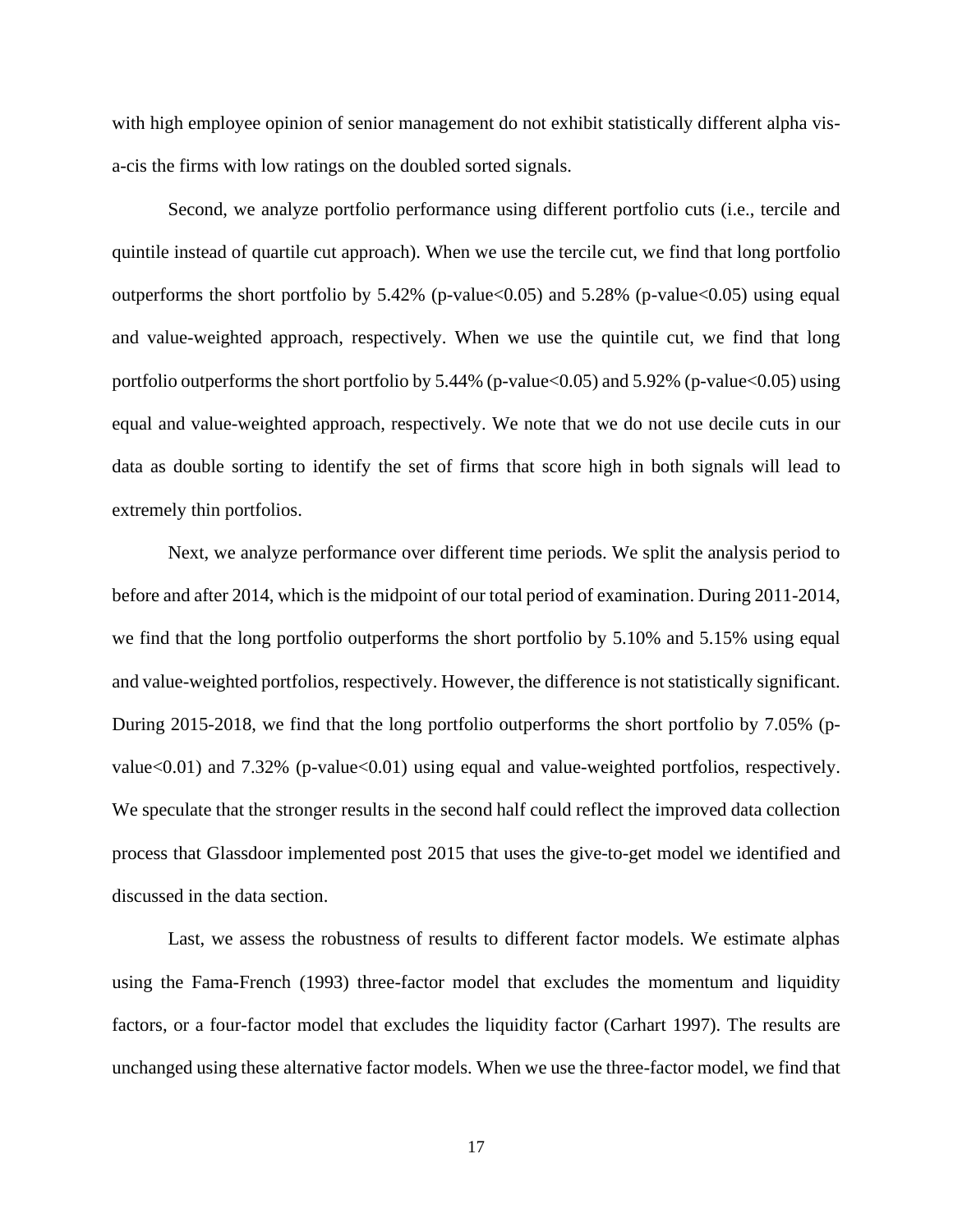with high employee opinion of senior management do not exhibit statistically different alpha vis-a-cis the firms with low ratings on the doubled sorted signals.

Second, we analyze portfolio performance using different portfolio cuts (i.e., tercile and quintile instead of quartile cut approach). When we use the tercile cut, we find that long portfolio outperforms the short portfolio by 5.42% (p-value<0.05) and 5.28% (p-value<0.05) using equal and value-weighted approach, respectively. When we use the quintile cut, we find that long portfolio outperforms the short portfolio by 5.44% (p-value<0.05) and 5.92% (p-value<0.05) using equal and value-weighted approach, respectively. We note that we do not use decile cuts in our data as double sorting to identify the set of firms that score high in both signals will lead to extremely thin portfolios.

Next, we analyze performance over different time periods. We split the analysis period to before and after 2014, which is the midpoint of our total period of examination. During 2011-2014, we find that the long portfolio outperforms the short portfolio by 5.10% and 5.15% using equal and value-weighted portfolios, respectively. However, the difference is not statistically significant. During 2015-2018, we find that the long portfolio outperforms the short portfolio by 7.05% (p-value<0.01) and 7.32% (p-value<0.01) using equal and value-weighted portfolios, respectively. We speculate that the stronger results in the second half could reflect the improved data collection process that Glassdoor implemented post 2015 that uses the give-to-get model we identified and discussed in the data section.

Last, we assess the robustness of results to different factor models. We estimate alphas using the Fama-French (1993) three-factor model that excludes the momentum and liquidity factors, or a four-factor model that excludes the liquidity factor (Carhart 1997). The results are unchanged using these alternative factor models. When we use the three-factor model, we find that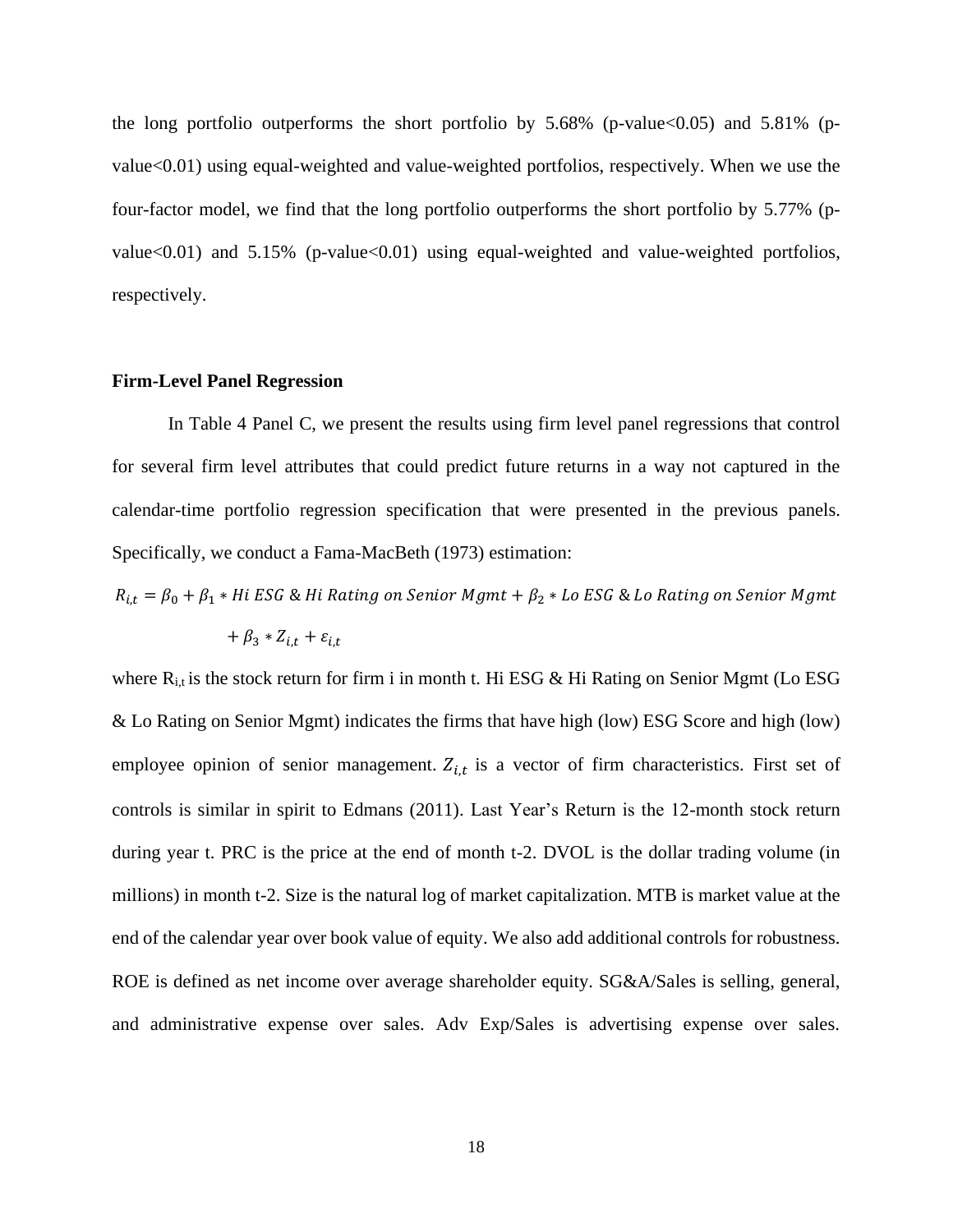the long portfolio outperforms the short portfolio by 5.68% (p-value<0.05) and 5.81% (p-value<0.01) using equal-weighted and value-weighted portfolios, respectively. When we use the four-factor model, we find that the long portfolio outperforms the short portfolio by 5.77% (p-value<0.01) and 5.15% (p-value<0.01) using equal-weighted and value-weighted portfolios, respectively.

**Firm-Level Panel Regression**

In Table 4 Panel C, we present the results using firm level panel regressions that control for several firm level attributes that could predict future returns in a way not captured in the calendar-time portfolio regression specification that were presented in the previous panels. Specifically, we conduct a Fama-MacBeth (1973) estimation:

$$R_{i,t} = \beta_0 + \beta_1 * Hi\ ESG\ \&\ Hi\ Rating\ on\ Senior\ Mgmt + \beta_2 * Lo\ ESG\ \&\ Lo\ Rating\ on\ Senior\ Mgmt + \beta_3 * Z_{i,t} + \varepsilon_{i,t}$$

where $R_{i,t}$ is the stock return for firm i in month t. Hi ESG & Hi Rating on Senior Mgmt (Lo ESG & Lo Rating on Senior Mgmt) indicates the firms that have high (low) ESG Score and high (low) employee opinion of senior management. $Z_{i,t}$ is a vector of firm characteristics. First set of controls is similar in spirit to Edmans (2011). Last Year's Return is the 12-month stock return during year t. PRC is the price at the end of month t-2. DVOL is the dollar trading volume (in millions) in month t-2. Size is the natural log of market capitalization. MTB is market value at the end of the calendar year over book value of equity. We also add additional controls for robustness. ROE is defined as net income over average shareholder equity. SG&A/Sales is selling, general, and administrative expense over sales. Adv Exp/Sales is advertising expense over sales.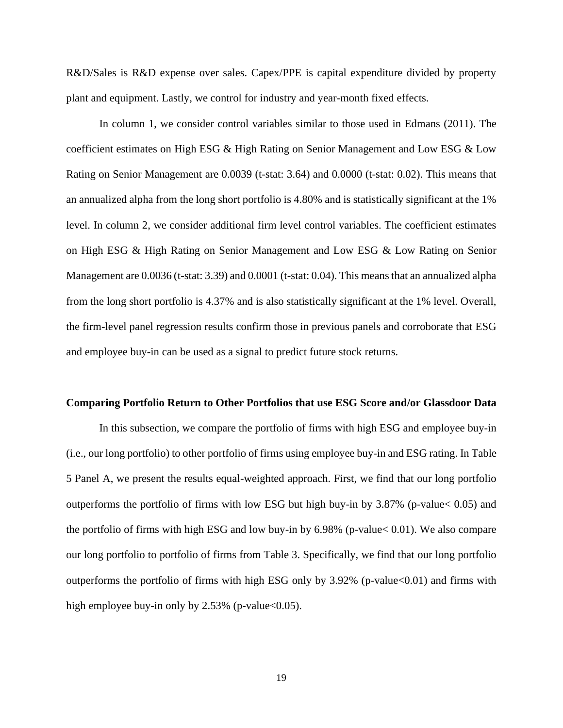R&D/Sales is R&D expense over sales. Capex/PPE is capital expenditure divided by property plant and equipment. Lastly, we control for industry and year-month fixed effects.

In column 1, we consider control variables similar to those used in Edmans (2011). The coefficient estimates on High ESG & High Rating on Senior Management and Low ESG & Low Rating on Senior Management are 0.0039 (t-stat: 3.64) and 0.0000 (t-stat: 0.02). This means that an annualized alpha from the long short portfolio is 4.80% and is statistically significant at the 1% level. In column 2, we consider additional firm level control variables. The coefficient estimates on High ESG & High Rating on Senior Management and Low ESG & Low Rating on Senior Management are 0.0036 (t-stat: 3.39) and 0.0001 (t-stat: 0.04). This means that an annualized alpha from the long short portfolio is 4.37% and is also statistically significant at the 1% level. Overall, the firm-level panel regression results confirm those in previous panels and corroborate that ESG and employee buy-in can be used as a signal to predict future stock returns.

**Comparing Portfolio Return to Other Portfolios that use ESG Score and/or Glassdoor Data**

In this subsection, we compare the portfolio of firms with high ESG and employee buy-in (i.e., our long portfolio) to other portfolio of firms using employee buy-in and ESG rating. In Table 5 Panel A, we present the results equal-weighted approach. First, we find that our long portfolio outperforms the portfolio of firms with low ESG but high buy-in by 3.87% ($p$-value $< 0.05$) and the portfolio of firms with high ESG and low buy-in by 6.98% ($p$-value $< 0.01$). We also compare our long portfolio to portfolio of firms from Table 3. Specifically, we find that our long portfolio outperforms the portfolio of firms with high ESG only by 3.92% ($p$-value$<0.01$) and firms with high employee buy-in only by 2.53% ($p$-value$<0.05$).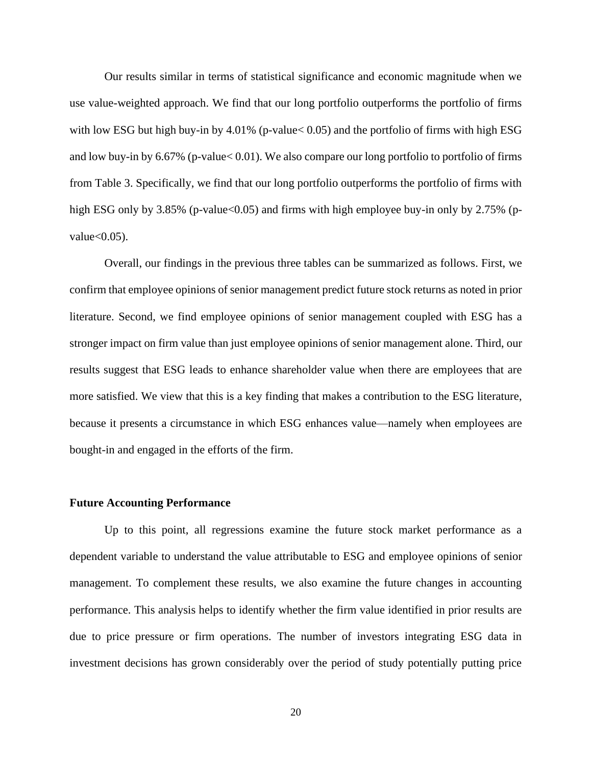Our results similar in terms of statistical significance and economic magnitude when we use value-weighted approach. We find that our long portfolio outperforms the portfolio of firms with low ESG but high buy-in by 4.01% (p-value< 0.05) and the portfolio of firms with high ESG and low buy-in by 6.67% (p-value< 0.01). We also compare our long portfolio to portfolio of firms from Table 3. Specifically, we find that our long portfolio outperforms the portfolio of firms with high ESG only by 3.85% (p-value<0.05) and firms with high employee buy-in only by 2.75% (p-value<0.05).

Overall, our findings in the previous three tables can be summarized as follows. First, we confirm that employee opinions of senior management predict future stock returns as noted in prior literature. Second, we find employee opinions of senior management coupled with ESG has a stronger impact on firm value than just employee opinions of senior management alone. Third, our results suggest that ESG leads to enhance shareholder value when there are employees that are more satisfied. We view that this is a key finding that makes a contribution to the ESG literature, because it presents a circumstance in which ESG enhances value—namely when employees are bought-in and engaged in the efforts of the firm.

**Future Accounting Performance**

Up to this point, all regressions examine the future stock market performance as a dependent variable to understand the value attributable to ESG and employee opinions of senior management. To complement these results, we also examine the future changes in accounting performance. This analysis helps to identify whether the firm value identified in prior results are due to price pressure or firm operations. The number of investors integrating ESG data in investment decisions has grown considerably over the period of study potentially putting price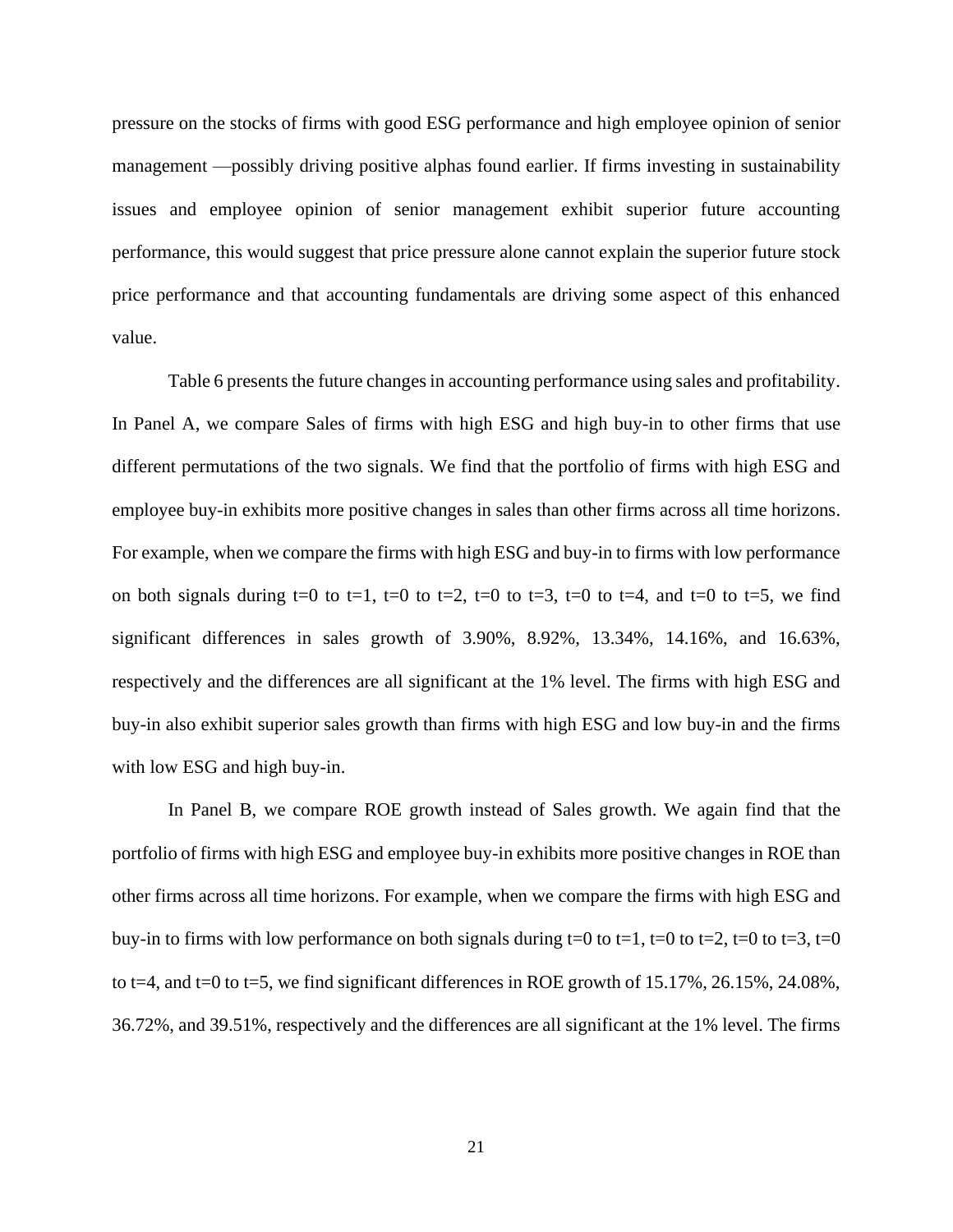pressure on the stocks of firms with good ESG performance and high employee opinion of senior management —possibly driving positive alphas found earlier. If firms investing in sustainability issues and employee opinion of senior management exhibit superior future accounting performance, this would suggest that price pressure alone cannot explain the superior future stock price performance and that accounting fundamentals are driving some aspect of this enhanced value.

Table 6 presents the future changes in accounting performance using sales and profitability. In Panel A, we compare Sales of firms with high ESG and high buy-in to other firms that use different permutations of the two signals. We find that the portfolio of firms with high ESG and employee buy-in exhibits more positive changes in sales than other firms across all time horizons. For example, when we compare the firms with high ESG and buy-in to firms with low performance on both signals during t=0 to t=1, t=0 to t=2, t=0 to t=3, t=0 to t=4, and t=0 to t=5, we find significant differences in sales growth of 3.90%, 8.92%, 13.34%, 14.16%, and 16.63%, respectively and the differences are all significant at the 1% level. The firms with high ESG and buy-in also exhibit superior sales growth than firms with high ESG and low buy-in and the firms with low ESG and high buy-in.

In Panel B, we compare ROE growth instead of Sales growth. We again find that the portfolio of firms with high ESG and employee buy-in exhibits more positive changes in ROE than other firms across all time horizons. For example, when we compare the firms with high ESG and buy-in to firms with low performance on both signals during t=0 to t=1, t=0 to t=2, t=0 to t=3, t=0 to t=4, and t=0 to t=5, we find significant differences in ROE growth of 15.17%, 26.15%, 24.08%, 36.72%, and 39.51%, respectively and the differences are all significant at the 1% level. The firms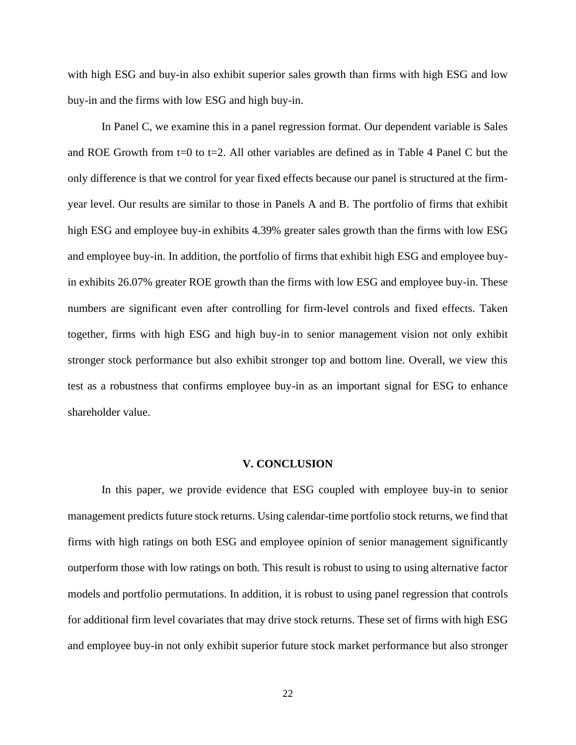with high ESG and buy-in also exhibit superior sales growth than firms with high ESG and low buy-in and the firms with low ESG and high buy-in.

In Panel C, we examine this in a panel regression format. Our dependent variable is Sales and ROE Growth from t=0 to t=2. All other variables are defined as in Table 4 Panel C but the only difference is that we control for year fixed effects because our panel is structured at the firm-year level. Our results are similar to those in Panels A and B. The portfolio of firms that exhibit high ESG and employee buy-in exhibits 4.39% greater sales growth than the firms with low ESG and employee buy-in. In addition, the portfolio of firms that exhibit high ESG and employee buy-in exhibits 26.07% greater ROE growth than the firms with low ESG and employee buy-in. These numbers are significant even after controlling for firm-level controls and fixed effects. Taken together, firms with high ESG and high buy-in to senior management vision not only exhibit stronger stock performance but also exhibit stronger top and bottom line. Overall, we view this test as a robustness that confirms employee buy-in as an important signal for ESG to enhance shareholder value.

## V. CONCLUSION

In this paper, we provide evidence that ESG coupled with employee buy-in to senior management predicts future stock returns. Using calendar-time portfolio stock returns, we find that firms with high ratings on both ESG and employee opinion of senior management significantly outperform those with low ratings on both. This result is robust to using to using alternative factor models and portfolio permutations. In addition, it is robust to using panel regression that controls for additional firm level covariates that may drive stock returns. These set of firms with high ESG and employee buy-in not only exhibit superior future stock market performance but also stronger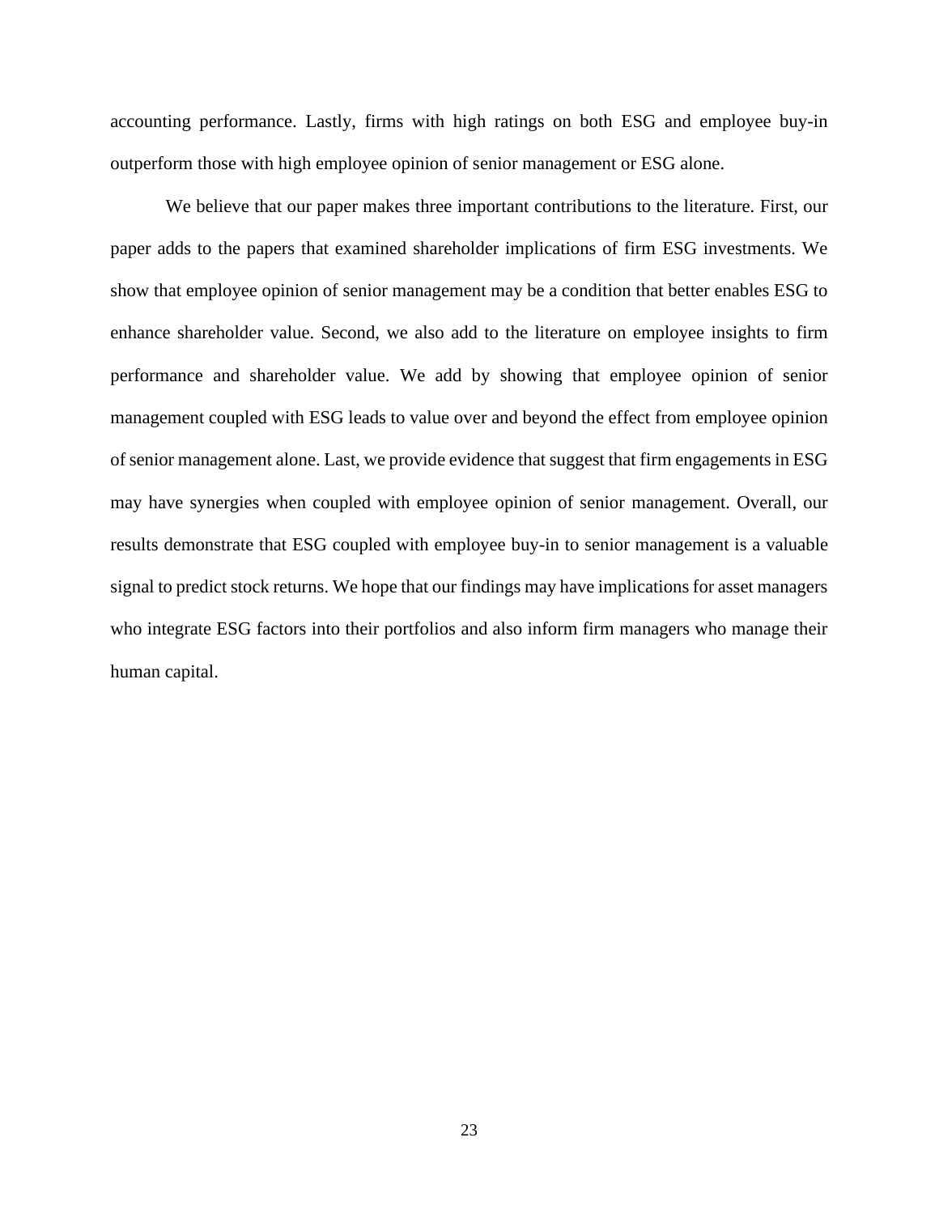accounting performance. Lastly, firms with high ratings on both ESG and employee buy-in outperform those with high employee opinion of senior management or ESG alone.

We believe that our paper makes three important contributions to the literature. First, our paper adds to the papers that examined shareholder implications of firm ESG investments. We show that employee opinion of senior management may be a condition that better enables ESG to enhance shareholder value. Second, we also add to the literature on employee insights to firm performance and shareholder value. We add by showing that employee opinion of senior management coupled with ESG leads to value over and beyond the effect from employee opinion of senior management alone. Last, we provide evidence that suggest that firm engagements in ESG may have synergies when coupled with employee opinion of senior management. Overall, our results demonstrate that ESG coupled with employee buy-in to senior management is a valuable signal to predict stock returns. We hope that our findings may have implications for asset managers who integrate ESG factors into their portfolios and also inform firm managers who manage their human capital.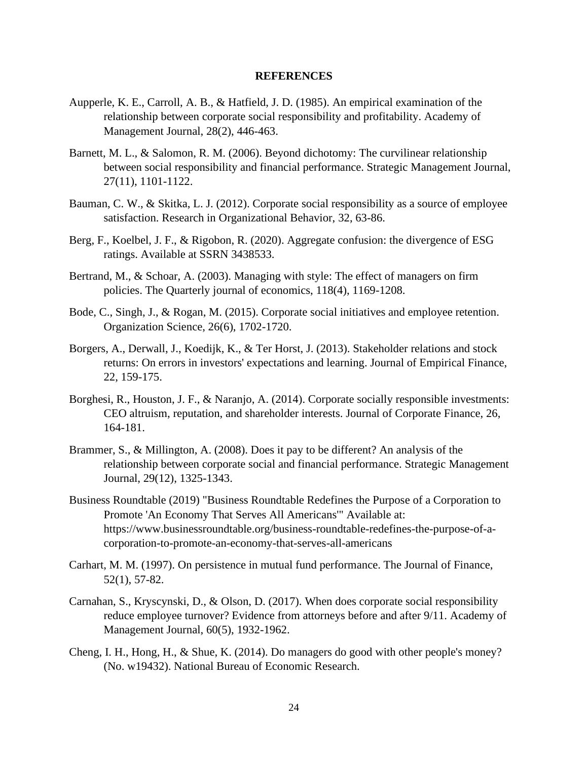## REFERENCES

Aupperle, K. E., Carroll, A. B., & Hatfield, J. D. (1985). An empirical examination of the relationship between corporate social responsibility and profitability. Academy of Management Journal, 28(2), 446-463.

Barnett, M. L., & Salomon, R. M. (2006). Beyond dichotomy: The curvilinear relationship between social responsibility and financial performance. Strategic Management Journal, 27(11), 1101-1122.

Bauman, C. W., & Skitka, L. J. (2012). Corporate social responsibility as a source of employee satisfaction. Research in Organizational Behavior, 32, 63-86.

Berg, F., Koelbel, J. F., & Rigobon, R. (2020). Aggregate confusion: the divergence of ESG ratings. Available at SSRN 3438533.

Bertrand, M., & Schoar, A. (2003). Managing with style: The effect of managers on firm policies. The Quarterly journal of economics, 118(4), 1169-1208.

Bode, C., Singh, J., & Rogan, M. (2015). Corporate social initiatives and employee retention. Organization Science, 26(6), 1702-1720.

Borgers, A., Derwall, J., Koedijk, K., & Ter Horst, J. (2013). Stakeholder relations and stock returns: On errors in investors' expectations and learning. Journal of Empirical Finance, 22, 159-175.

Borghesi, R., Houston, J. F., & Naranjo, A. (2014). Corporate socially responsible investments: CEO altruism, reputation, and shareholder interests. Journal of Corporate Finance, 26, 164-181.

Brammer, S., & Millington, A. (2008). Does it pay to be different? An analysis of the relationship between corporate social and financial performance. Strategic Management Journal, 29(12), 1325-1343.

Business Roundtable (2019) "Business Roundtable Redefines the Purpose of a Corporation to Promote 'An Economy That Serves All Americans'" Available at: https://www.businessroundtable.org/business-roundtable-redefines-the-purpose-of-a-corporation-to-promote-an-economy-that-serves-all-americans

Carhart, M. M. (1997). On persistence in mutual fund performance. The Journal of Finance, 52(1), 57-82.

Carnahan, S., Kryscynski, D., & Olson, D. (2017). When does corporate social responsibility reduce employee turnover? Evidence from attorneys before and after 9/11. Academy of Management Journal, 60(5), 1932-1962.

Cheng, I. H., Hong, H., & Shue, K. (2014). Do managers do good with other people's money? (No. w19432). National Bureau of Economic Research.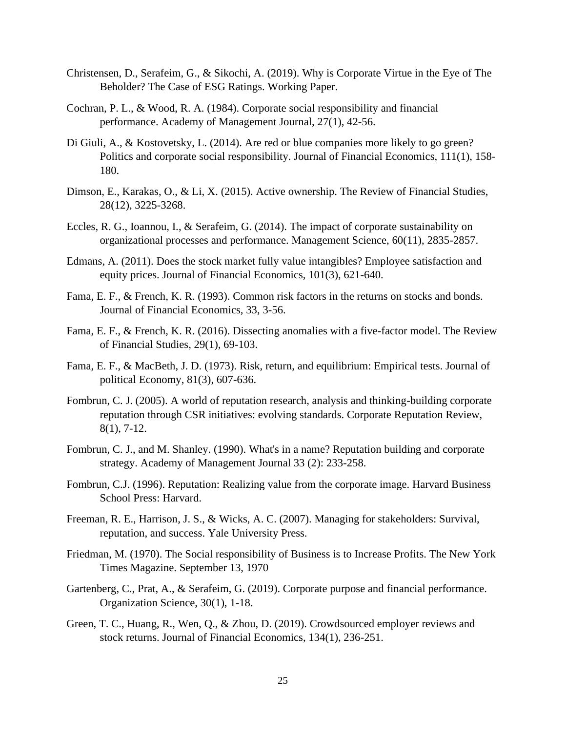Christensen, D., Serafeim, G., & Sikochi, A. (2019). Why is Corporate Virtue in the Eye of The Beholder? The Case of ESG Ratings. Working Paper.

Cochran, P. L., & Wood, R. A. (1984). Corporate social responsibility and financial performance. Academy of Management Journal, 27(1), 42-56.

Di Giuli, A., & Kostovetsky, L. (2014). Are red or blue companies more likely to go green? Politics and corporate social responsibility. Journal of Financial Economics, 111(1), 158-180.

Dimson, E., Karakas, O., & Li, X. (2015). Active ownership. The Review of Financial Studies, 28(12), 3225-3268.

Eccles, R. G., Ioannou, I., & Serafeim, G. (2014). The impact of corporate sustainability on organizational processes and performance. Management Science, 60(11), 2835-2857.

Edmans, A. (2011). Does the stock market fully value intangibles? Employee satisfaction and equity prices. Journal of Financial Economics, 101(3), 621-640.

Fama, E. F., & French, K. R. (1993). Common risk factors in the returns on stocks and bonds. Journal of Financial Economics, 33, 3-56.

Fama, E. F., & French, K. R. (2016). Dissecting anomalies with a five-factor model. The Review of Financial Studies, 29(1), 69-103.

Fama, E. F., & MacBeth, J. D. (1973). Risk, return, and equilibrium: Empirical tests. Journal of political Economy, 81(3), 607-636.

Fombrun, C. J. (2005). A world of reputation research, analysis and thinking-building corporate reputation through CSR initiatives: evolving standards. Corporate Reputation Review, 8(1), 7-12.

Fombrun, C. J., and M. Shanley. (1990). What's in a name? Reputation building and corporate strategy. Academy of Management Journal 33 (2): 233-258.

Fombrun, C.J. (1996). Reputation: Realizing value from the corporate image. Harvard Business School Press: Harvard.

Freeman, R. E., Harrison, J. S., & Wicks, A. C. (2007). Managing for stakeholders: Survival, reputation, and success. Yale University Press.

Friedman, M. (1970). The Social responsibility of Business is to Increase Profits. The New York Times Magazine. September 13, 1970

Gartenberg, C., Prat, A., & Serafeim, G. (2019). Corporate purpose and financial performance. Organization Science, 30(1), 1-18.

Green, T. C., Huang, R., Wen, Q., & Zhou, D. (2019). Crowdsourced employer reviews and stock returns. Journal of Financial Economics, 134(1), 236-251.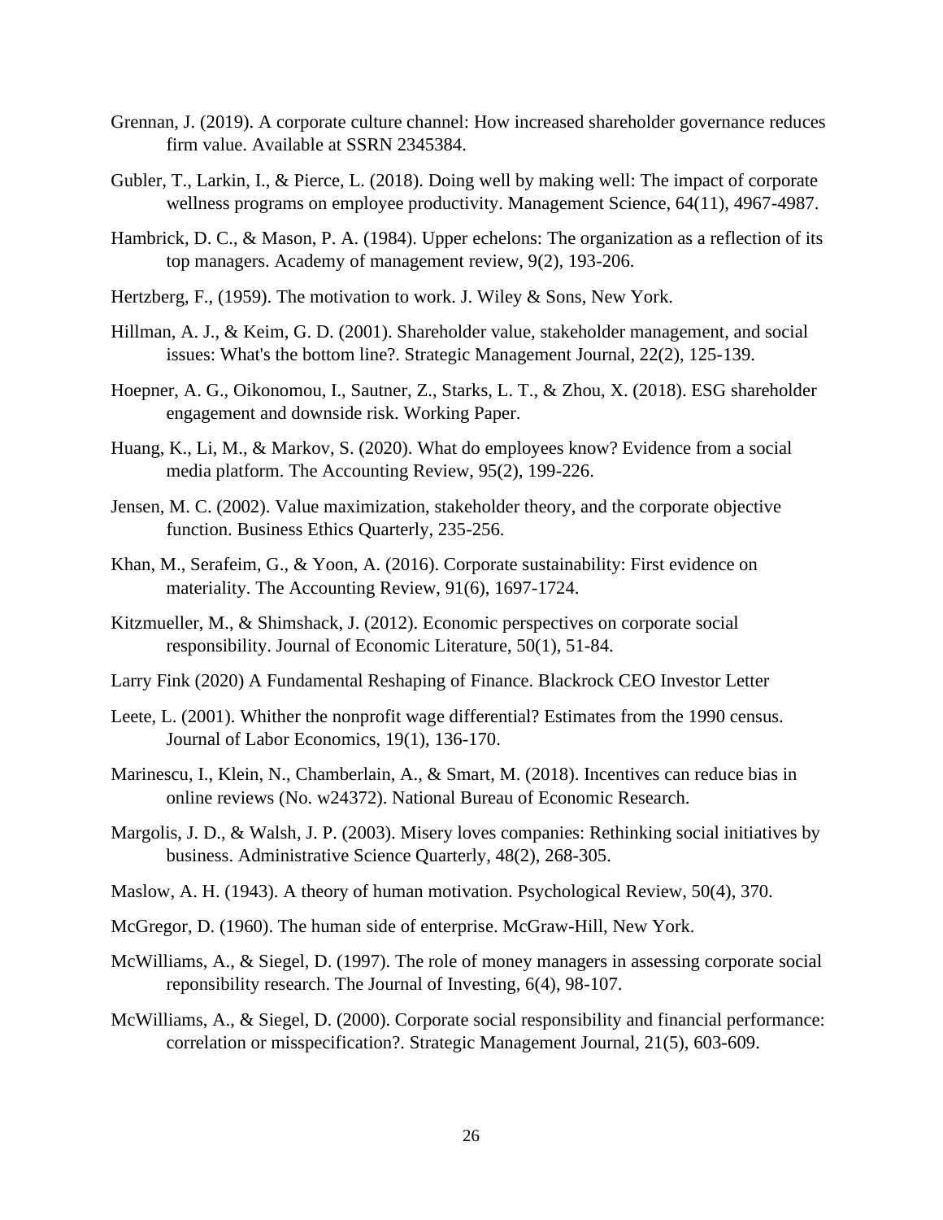Grennan, J. (2019). A corporate culture channel: How increased shareholder governance reduces firm value. Available at SSRN 2345384.

Gubler, T., Larkin, I., & Pierce, L. (2018). Doing well by making well: The impact of corporate wellness programs on employee productivity. Management Science, 64(11), 4967-4987.

Hambrick, D. C., & Mason, P. A. (1984). Upper echelons: The organization as a reflection of its top managers. Academy of management review, 9(2), 193-206.

Hertzberg, F., (1959). The motivation to work. J. Wiley & Sons, New York.

Hillman, A. J., & Keim, G. D. (2001). Shareholder value, stakeholder management, and social issues: What's the bottom line?. Strategic Management Journal, 22(2), 125-139.

Hoepner, A. G., Oikonomou, I., Sautner, Z., Starks, L. T., & Zhou, X. (2018). ESG shareholder engagement and downside risk. Working Paper.

Huang, K., Li, M., & Markov, S. (2020). What do employees know? Evidence from a social media platform. The Accounting Review, 95(2), 199-226.

Jensen, M. C. (2002). Value maximization, stakeholder theory, and the corporate objective function. Business Ethics Quarterly, 235-256.

Khan, M., Serafeim, G., & Yoon, A. (2016). Corporate sustainability: First evidence on materiality. The Accounting Review, 91(6), 1697-1724.

Kitzmueller, M., & Shimshack, J. (2012). Economic perspectives on corporate social responsibility. Journal of Economic Literature, 50(1), 51-84.

Larry Fink (2020) A Fundamental Reshaping of Finance. Blackrock CEO Investor Letter

Leete, L. (2001). Whither the nonprofit wage differential? Estimates from the 1990 census. Journal of Labor Economics, 19(1), 136-170.

Marinescu, I., Klein, N., Chamberlain, A., & Smart, M. (2018). Incentives can reduce bias in online reviews (No. w24372). National Bureau of Economic Research.

Margolis, J. D., & Walsh, J. P. (2003). Misery loves companies: Rethinking social initiatives by business. Administrative Science Quarterly, 48(2), 268-305.

Maslow, A. H. (1943). A theory of human motivation. Psychological Review, 50(4), 370.

McGregor, D. (1960). The human side of enterprise. McGraw-Hill, New York.

McWilliams, A., & Siegel, D. (1997). The role of money managers in assessing corporate social reponsibility research. The Journal of Investing, 6(4), 98-107.

McWilliams, A., & Siegel, D. (2000). Corporate social responsibility and financial performance: correlation or misspecification?. Strategic Management Journal, 21(5), 603-609.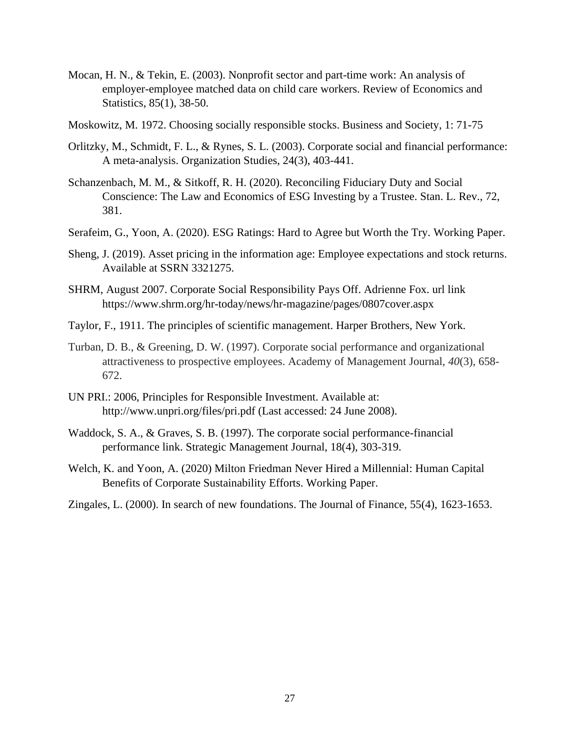Mocan, H. N., & Tekin, E. (2003). Nonprofit sector and part-time work: An analysis of employer-employee matched data on child care workers. Review of Economics and Statistics, 85(1), 38-50.

Moskowitz, M. 1972. Choosing socially responsible stocks. Business and Society, 1: 71-75

Orlitzky, M., Schmidt, F. L., & Rynes, S. L. (2003). Corporate social and financial performance: A meta-analysis. Organization Studies, 24(3), 403-441.

Schanzenbach, M. M., & Sitkoff, R. H. (2020). Reconciling Fiduciary Duty and Social Conscience: The Law and Economics of ESG Investing by a Trustee. Stan. L. Rev., 72, 381.

Serafeim, G., Yoon, A. (2020). ESG Ratings: Hard to Agree but Worth the Try. Working Paper.

Sheng, J. (2019). Asset pricing in the information age: Employee expectations and stock returns. Available at SSRN 3321275.

SHRM, August 2007. Corporate Social Responsibility Pays Off. Adrienne Fox. url link https://www.shrm.org/hr-today/news/hr-magazine/pages/0807cover.aspx

Taylor, F., 1911. The principles of scientific management. Harper Brothers, New York.

Turban, D. B., & Greening, D. W. (1997). Corporate social performance and organizational attractiveness to prospective employees. Academy of Management Journal, *40*(3), 658-672.

UN PRI.: 2006, Principles for Responsible Investment. Available at: http://www.unpri.org/files/pri.pdf (Last accessed: 24 June 2008).

Waddock, S. A., & Graves, S. B. (1997). The corporate social performance-financial performance link. Strategic Management Journal, 18(4), 303-319.

Welch, K. and Yoon, A. (2020) Milton Friedman Never Hired a Millennial: Human Capital Benefits of Corporate Sustainability Efforts. Working Paper.

Zingales, L. (2000). In search of new foundations. The Journal of Finance, 55(4), 1623-1653.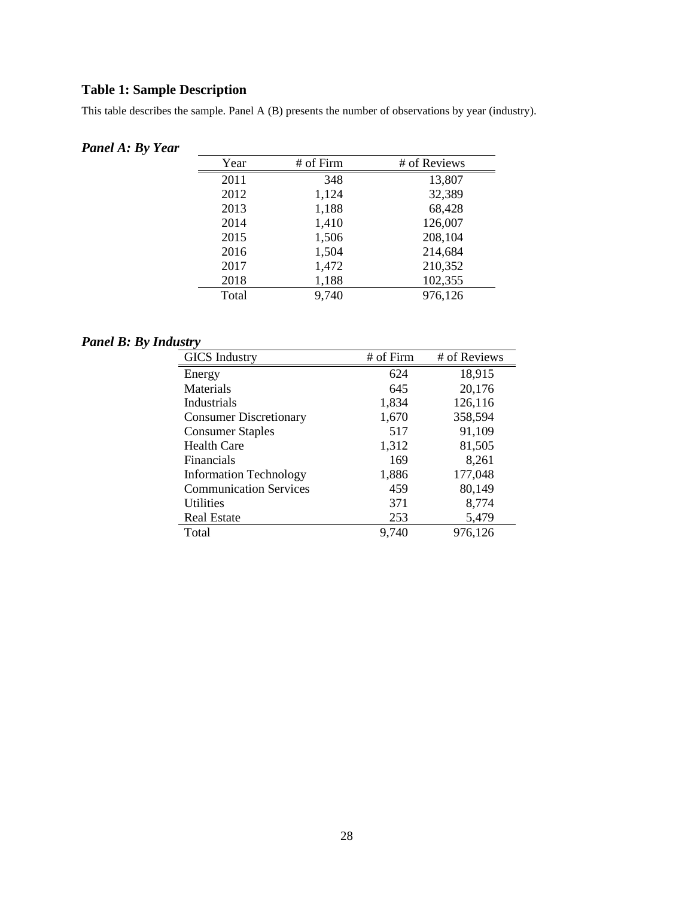## Table 1: Sample Description

This table describes the sample. Panel A (B) presents the number of observations by year (industry).

### *Panel A: By Year*

| Year | # of Firm | # of Reviews |
|---|---|---|
| 2011 | 348 | 13,807 |
| 2012 | 1,124 | 32,389 |
| 2013 | 1,188 | 68,428 |
| 2014 | 1,410 | 126,007 |
| 2015 | 1,506 | 208,104 |
| 2016 | 1,504 | 214,684 |
| 2017 | 1,472 | 210,352 |
| 2018 | 1,188 | 102,355 |
| Total | 9,740 | 976,126 |

### *Panel B: By Industry*

| GICS Industry | # of Firm | # of Reviews |
|---|---|---|
| Energy | 624 | 18,915 |
| Materials | 645 | 20,176 |
| Industrials | 1,834 | 126,116 |
| Consumer Discretionary | 1,670 | 358,594 |
| Consumer Staples | 517 | 91,109 |
| Health Care | 1,312 | 81,505 |
| Financials | 169 | 8,261 |
| Information Technology | 1,886 | 177,048 |
| Communication Services | 459 | 80,149 |
| Utilities | 371 | 8,774 |
| Real Estate | 253 | 5,479 |
| Total | 9,740 | 976,126 |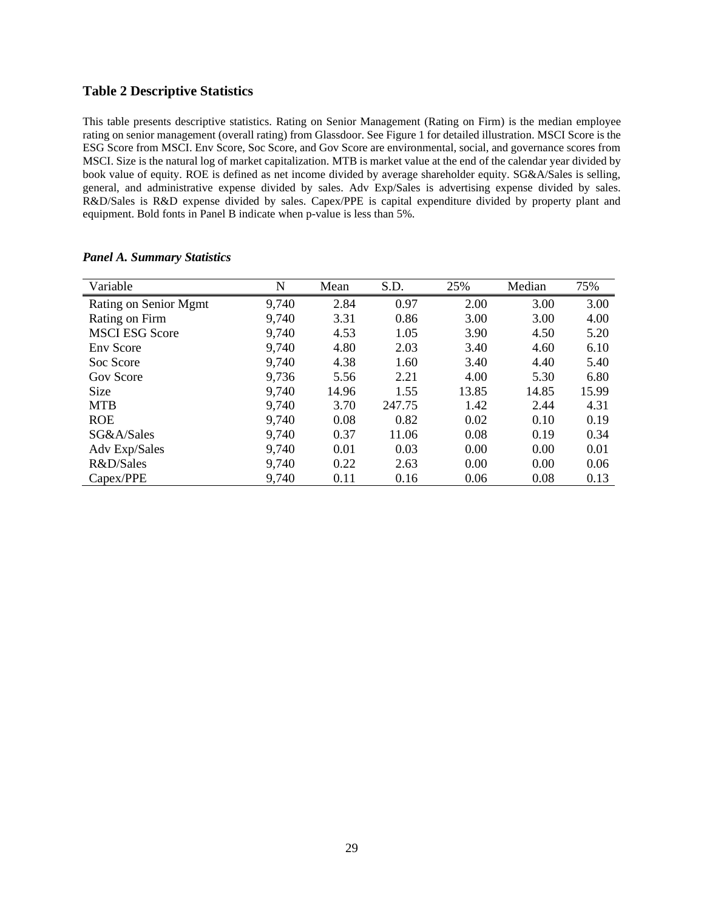## Table 2 Descriptive Statistics

This table presents descriptive statistics. Rating on Senior Management (Rating on Firm) is the median employee rating on senior management (overall rating) from Glassdoor. See Figure 1 for detailed illustration. MSCI Score is the ESG Score from MSCI. Env Score, Soc Score, and Gov Score are environmental, social, and governance scores from MSCI. Size is the natural log of market capitalization. MTB is market value at the end of the calendar year divided by book value of equity. ROE is defined as net income divided by average shareholder equity. SG&A/Sales is selling, general, and administrative expense divided by sales. Adv Exp/Sales is advertising expense divided by sales. R&D/Sales is R&D expense divided by sales. Capex/PPE is capital expenditure divided by property plant and equipment. Bold fonts in Panel B indicate when p-value is less than 5%.

***Panel A. Summary Statistics***

| Variable | N | Mean | S.D. | 25% | Median | 75% |
|---|---|---|---|---|---|---|
| Rating on Senior Mgmt | 9,740 | 2.84 | 0.97 | 2.00 | 3.00 | 3.00 |
| Rating on Firm | 9,740 | 3.31 | 0.86 | 3.00 | 3.00 | 4.00 |
| MSCI ESG Score | 9,740 | 4.53 | 1.05 | 3.90 | 4.50 | 5.20 |
| Env Score | 9,740 | 4.80 | 2.03 | 3.40 | 4.60 | 6.10 |
| Soc Score | 9,740 | 4.38 | 1.60 | 3.40 | 4.40 | 5.40 |
| Gov Score | 9,736 | 5.56 | 2.21 | 4.00 | 5.30 | 6.80 |
| Size | 9,740 | 14.96 | 1.55 | 13.85 | 14.85 | 15.99 |
| MTB | 9,740 | 3.70 | 247.75 | 1.42 | 2.44 | 4.31 |
| ROE | 9,740 | 0.08 | 0.82 | 0.02 | 0.10 | 0.19 |
| SG&A/Sales | 9,740 | 0.37 | 11.06 | 0.08 | 0.19 | 0.34 |
| Adv Exp/Sales | 9,740 | 0.01 | 0.03 | 0.00 | 0.00 | 0.01 |
| R&D/Sales | 9,740 | 0.22 | 2.63 | 0.00 | 0.00 | 0.06 |
| Capex/PPE | 9,740 | 0.11 | 0.16 | 0.06 | 0.08 | 0.13 |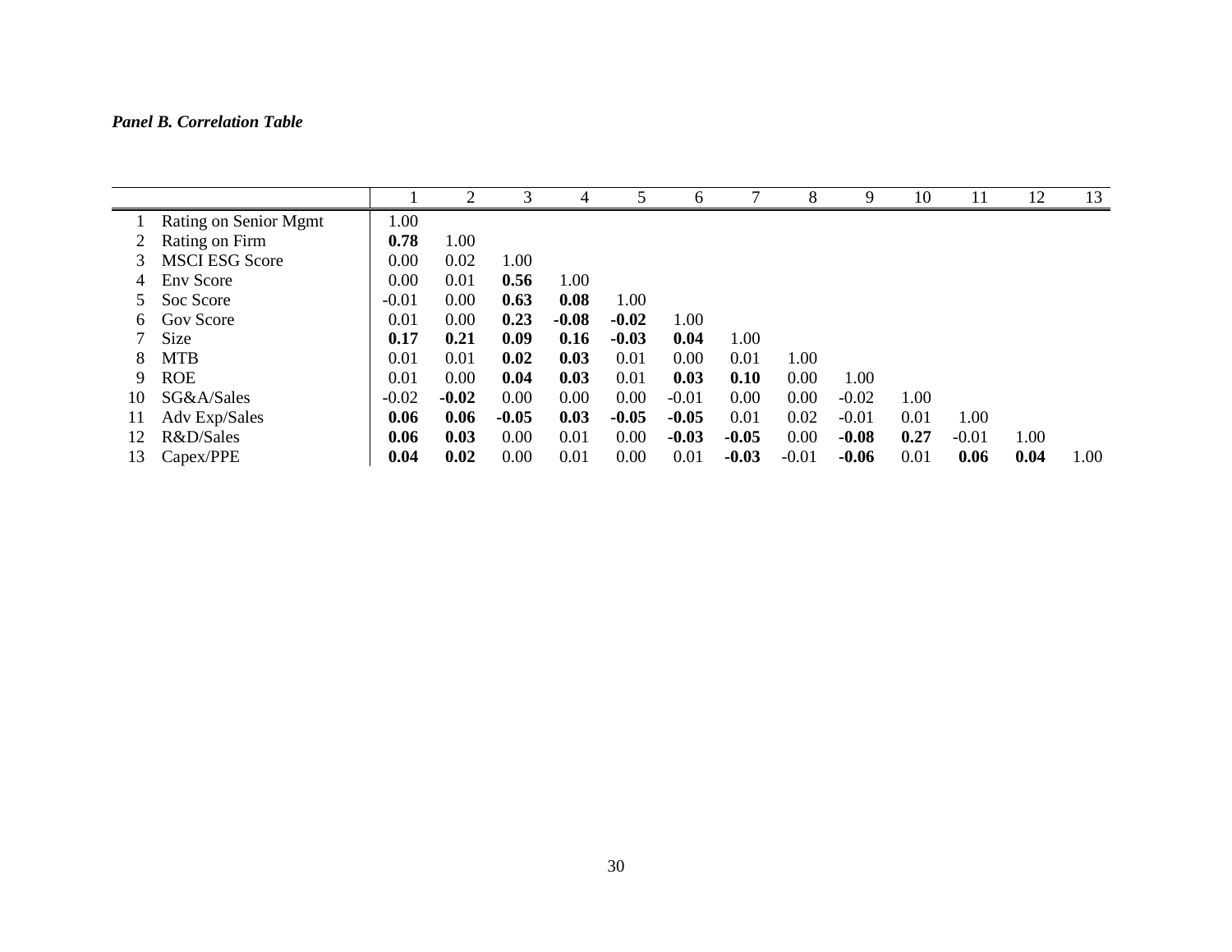***Panel B. Correlation Table***

| | | 1 | 2 | 3 | 4 | 5 | 6 | 7 | 8 | 9 | 10 | 11 | 12 | 13 |
|---|---|---|---|---|---|---|---|---|---|---|---|---|---|---|
| 1 | Rating on Senior Mgmt | 1.00 | | | | | | | | | | | | |
| 2 | Rating on Firm | **0.78** | 1.00 | | | | | | | | | | | |
| 3 | MSCI ESG Score | 0.00 | 0.02 | 1.00 | | | | | | | | | | |
| 4 | Env Score | 0.00 | 0.01 | **0.56** | 1.00 | | | | | | | | | |
| 5 | Soc Score | -0.01 | 0.00 | **0.63** | **0.08** | 1.00 | | | | | | | | |
| 6 | Gov Score | 0.01 | 0.00 | **0.23** | **-0.08** | **-0.02** | 1.00 | | | | | | | |
| 7 | Size | **0.17** | **0.21** | **0.09** | **0.16** | **-0.03** | **0.04** | 1.00 | | | | | | |
| 8 | MTB | 0.01 | 0.01 | **0.02** | **0.03** | 0.01 | 0.00 | 0.01 | 1.00 | | | | | |
| 9 | ROE | 0.01 | 0.00 | **0.04** | **0.03** | 0.01 | **0.03** | **0.10** | 0.00 | 1.00 | | | | |
| 10 | SG&A/Sales | -0.02 | **-0.02** | 0.00 | 0.00 | 0.00 | -0.01 | 0.00 | 0.00 | -0.02 | 1.00 | | | |
| 11 | Adv Exp/Sales | **0.06** | **0.06** | **-0.05** | **0.03** | **-0.05** | **-0.05** | 0.01 | 0.02 | -0.01 | 0.01 | 1.00 | | |
| 12 | R&D/Sales | **0.06** | **0.03** | 0.00 | 0.01 | 0.00 | **-0.03** | **-0.05** | 0.00 | **-0.08** | **0.27** | -0.01 | 1.00 | |
| 13 | Capex/PPE | **0.04** | **0.02** | 0.00 | 0.01 | 0.00 | 0.01 | **-0.03** | -0.01 | **-0.06** | 0.01 | **0.06** | **0.04** | 1.00 |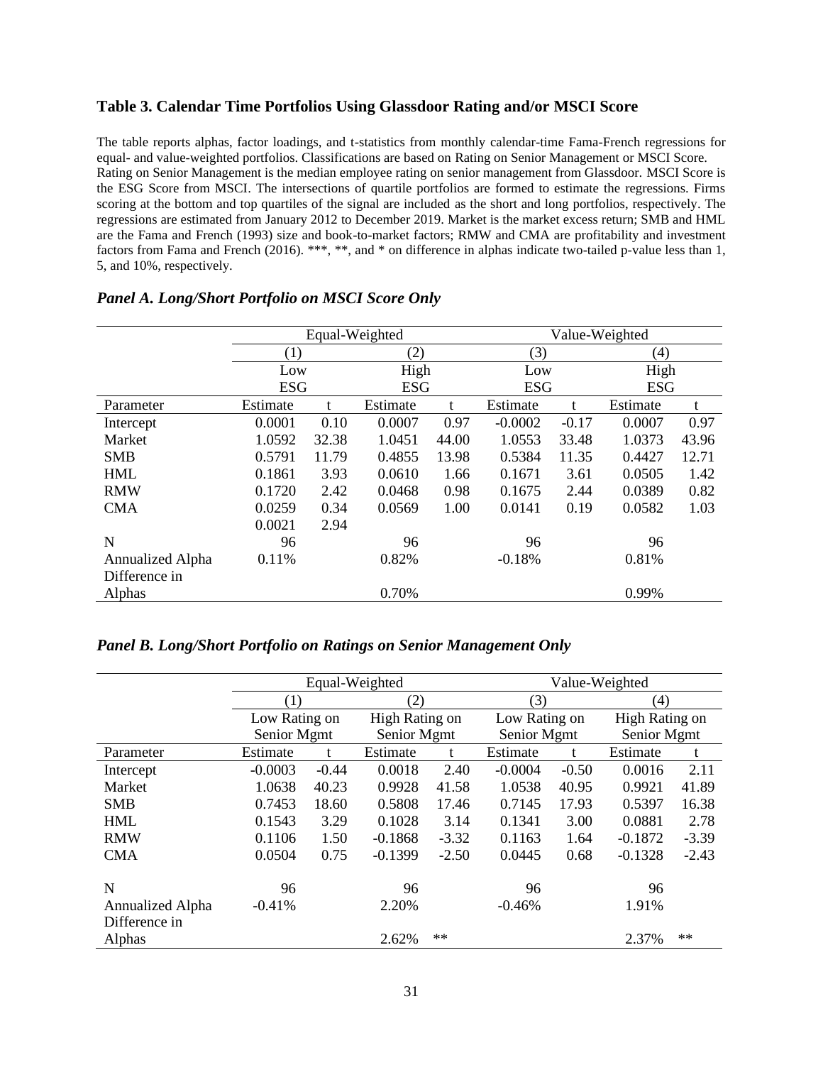### Table 3. Calendar Time Portfolios Using Glassdoor Rating and/or MSCI Score

The table reports alphas, factor loadings, and t-statistics from monthly calendar-time Fama-French regressions for equal- and value-weighted portfolios. Classifications are based on Rating on Senior Management or MSCI Score. Rating on Senior Management is the median employee rating on senior management from Glassdoor. MSCI Score is the ESG Score from MSCI. The intersections of quartile portfolios are formed to estimate the regressions. Firms scoring at the bottom and top quartiles of the signal are included as the short and long portfolios, respectively. The regressions are estimated from January 2012 to December 2019. Market is the market excess return; SMB and HML are the Fama and French (1993) size and book-to-market factors; RMW and CMA are profitability and investment factors from Fama and French (2016). \*\*\*, \*\*, and \* on difference in alphas indicate two-tailed p-value less than 1, 5, and 10%, respectively.

#### *Panel A. Long/Short Portfolio on MSCI Score Only*

| | Equal-Weighted | | | | Value-Weighted | | | |
|---|---|---|---|---|---|---|---|---|
| | (1) | | (2) | | (3) | | (4) | |
| | Low ESG | | High ESG | | Low ESG | | High ESG | |
| Parameter | Estimate | t | Estimate | t | Estimate | t | Estimate | t |
| Intercept | 0.0001 | 0.10 | 0.0007 | 0.97 | -0.0002 | -0.17 | 0.0007 | 0.97 |
| Market | 1.0592 | 32.38 | 1.0451 | 44.00 | 1.0553 | 33.48 | 1.0373 | 43.96 |
| SMB | 0.5791 | 11.79 | 0.4855 | 13.98 | 0.5384 | 11.35 | 0.4427 | 12.71 |
| HML | 0.1861 | 3.93 | 0.0610 | 1.66 | 0.1671 | 3.61 | 0.0505 | 1.42 |
| RMW | 0.1720 | 2.42 | 0.0468 | 0.98 | 0.1675 | 2.44 | 0.0389 | 0.82 |
| CMA | 0.0259 | 0.34 | 0.0569 | 1.00 | 0.0141 | 0.19 | 0.0582 | 1.03 |
| | 0.0021 | 2.94 | | | | | | |
| N | 96 | | 96 | | 96 | | 96 | |
| Annualized Alpha | 0.11% | | 0.82% | | -0.18% | | 0.81% | |
| Difference in Alphas | | | 0.70% | | | | 0.99% | |

#### *Panel B. Long/Short Portfolio on Ratings on Senior Management Only*

| | Equal-Weighted | | | | Value-Weighted | | | |
|---|---|---|---|---|---|---|---|---|
| | (1) | | (2) | | (3) | | (4) | |
| | Low Rating on Senior Mgmt | | High Rating on Senior Mgmt | | Low Rating on Senior Mgmt | | High Rating on Senior Mgmt | |
| Parameter | Estimate | t | Estimate | t | Estimate | t | Estimate | t |
| Intercept | -0.0003 | -0.44 | 0.0018 | 2.40 | -0.0004 | -0.50 | 0.0016 | 2.11 |
| Market | 1.0638 | 40.23 | 0.9928 | 41.58 | 1.0538 | 40.95 | 0.9921 | 41.89 |
| SMB | 0.7453 | 18.60 | 0.5808 | 17.46 | 0.7145 | 17.93 | 0.5397 | 16.38 |
| HML | 0.1543 | 3.29 | 0.1028 | 3.14 | 0.1341 | 3.00 | 0.0881 | 2.78 |
| RMW | 0.1106 | 1.50 | -0.1868 | -3.32 | 0.1163 | 1.64 | -0.1872 | -3.39 |
| CMA | 0.0504 | 0.75 | -0.1399 | -2.50 | 0.0445 | 0.68 | -0.1328 | -2.43 |
| N | 96 | | 96 | | 96 | | 96 | |
| Annualized Alpha | -0.41% | | 2.20% | | -0.46% | | 1.91% | |
| Difference in Alphas | | | 2.62% | ** | | | 2.37% | ** |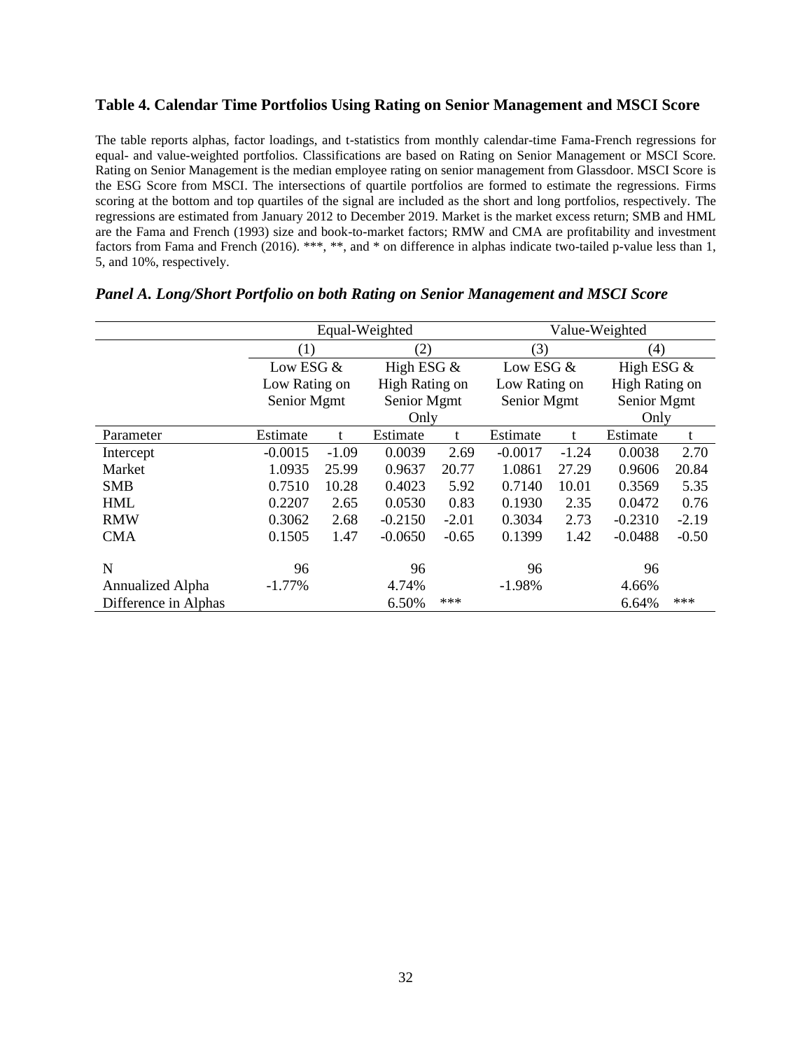### Table 4. Calendar Time Portfolios Using Rating on Senior Management and MSCI Score

The table reports alphas, factor loadings, and t-statistics from monthly calendar-time Fama-French regressions for equal- and value-weighted portfolios. Classifications are based on Rating on Senior Management or MSCI Score. Rating on Senior Management is the median employee rating on senior management from Glassdoor. MSCI Score is the ESG Score from MSCI. The intersections of quartile portfolios are formed to estimate the regressions. Firms scoring at the bottom and top quartiles of the signal are included as the short and long portfolios, respectively. The regressions are estimated from January 2012 to December 2019. Market is the market excess return; SMB and HML are the Fama and French (1993) size and book-to-market factors; RMW and CMA are profitability and investment factors from Fama and French (2016). ***, **, and * on difference in alphas indicate two-tailed p-value less than 1, 5, and 10%, respectively.

***Panel A. Long/Short Portfolio on both Rating on Senior Management and MSCI Score***

| | Equal-Weighted | | | | Value-Weighted | | | |
|---|---|---|---|---|---|---|---|---|
| | (1) | | (2) | | (3) | | (4) | |
| | Low ESG & Low Rating on Senior Mgmt | | High ESG & High Rating on Senior Mgmt Only | | Low ESG & Low Rating on Senior Mgmt | | High ESG & High Rating on Senior Mgmt Only | |
| Parameter | Estimate | t | Estimate | t | Estimate | t | Estimate | t |
| Intercept | -0.0015 | -1.09 | 0.0039 | 2.69 | -0.0017 | -1.24 | 0.0038 | 2.70 |
| Market | 1.0935 | 25.99 | 0.9637 | 20.77 | 1.0861 | 27.29 | 0.9606 | 20.84 |
| SMB | 0.7510 | 10.28 | 0.4023 | 5.92 | 0.7140 | 10.01 | 0.3569 | 5.35 |
| HML | 0.2207 | 2.65 | 0.0530 | 0.83 | 0.1930 | 2.35 | 0.0472 | 0.76 |
| RMW | 0.3062 | 2.68 | -0.2150 | -2.01 | 0.3034 | 2.73 | -0.2310 | -2.19 |
| CMA | 0.1505 | 1.47 | -0.0650 | -0.65 | 0.1399 | 1.42 | -0.0488 | -0.50 |
| N | 96 | | 96 | | 96 | | 96 | |
| Annualized Alpha | -1.77% | | 4.74% | | -1.98% | | 4.66% | |
| Difference in Alphas | | | 6.50% | *** | | | 6.64% | *** |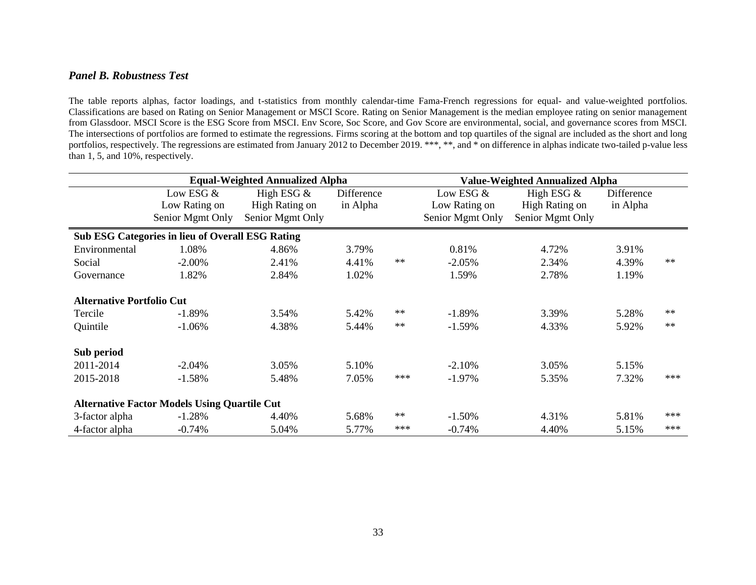### *Panel B. Robustness Test*

The table reports alphas, factor loadings, and t-statistics from monthly calendar-time Fama-French regressions for equal- and value-weighted portfolios. Classifications are based on Rating on Senior Management or MSCI Score. Rating on Senior Management is the median employee rating on senior management from Glassdoor. MSCI Score is the ESG Score from MSCI. Env Score, Soc Score, and Gov Score are environmental, social, and governance scores from MSCI. The intersections of portfolios are formed to estimate the regressions. Firms scoring at the bottom and top quartiles of the signal are included as the short and long portfolios, respectively. The regressions are estimated from January 2012 to December 2019. ***, **, and * on difference in alphas indicate two-tailed p-value less than 1, 5, and 10%, respectively.

| | Equal-Weighted Annualized Alpha | | | | Value-Weighted Annualized Alpha | | | |
|---|---|---|---|---|---|---|---|---|
| | Low ESG & Low Rating on Senior Mgmt Only | High ESG & High Rating on Senior Mgmt Only | Difference in Alpha | | Low ESG & Low Rating on Senior Mgmt Only | High ESG & High Rating on Senior Mgmt Only | Difference in Alpha | |
| **Sub ESG Categories in lieu of Overall ESG Rating** | | | | | | | | |
| Environmental | 1.08% | 4.86% | 3.79% | | 0.81% | 4.72% | 3.91% | |
| Social | -2.00% | 2.41% | 4.41% | ** | -2.05% | 2.34% | 4.39% | ** |
| Governance | 1.82% | 2.84% | 1.02% | | 1.59% | 2.78% | 1.19% | |
| **Alternative Portfolio Cut** | | | | | | | | |
| Tercile | -1.89% | 3.54% | 5.42% | ** | -1.89% | 3.39% | 5.28% | ** |
| Quintile | -1.06% | 4.38% | 5.44% | ** | -1.59% | 4.33% | 5.92% | ** |
| **Sub period** | | | | | | | | |
| 2011-2014 | -2.04% | 3.05% | 5.10% | | -2.10% | 3.05% | 5.15% | |
| 2015-2018 | -1.58% | 5.48% | 7.05% | *** | -1.97% | 5.35% | 7.32% | *** |
| **Alternative Factor Models Using Quartile Cut** | | | | | | | | |
| 3-factor alpha | -1.28% | 4.40% | 5.68% | ** | -1.50% | 4.31% | 5.81% | *** |
| 4-factor alpha | -0.74% | 5.04% | 5.77% | *** | -0.74% | 4.40% | 5.15% | *** |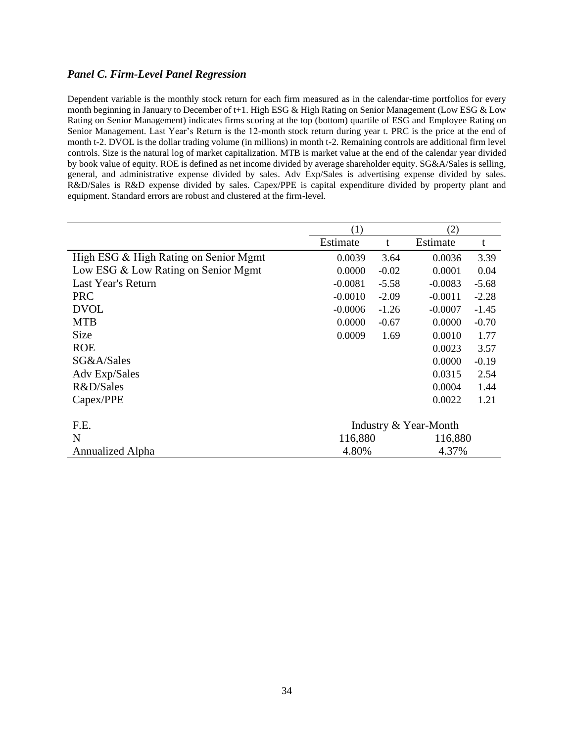### *Panel C. Firm-Level Panel Regression*

Dependent variable is the monthly stock return for each firm measured as in the calendar-time portfolios for every month beginning in January to December of t+1. High ESG & High Rating on Senior Management (Low ESG & Low Rating on Senior Management) indicates firms scoring at the top (bottom) quartile of ESG and Employee Rating on Senior Management. Last Year's Return is the 12-month stock return during year t. PRC is the price at the end of month t-2. DVOL is the dollar trading volume (in millions) in month t-2. Remaining controls are additional firm level controls. Size is the natural log of market capitalization. MTB is market value at the end of the calendar year divided by book value of equity. ROE is defined as net income divided by average shareholder equity. SG&A/Sales is selling, general, and administrative expense divided by sales. Adv Exp/Sales is advertising expense divided by sales. R&D/Sales is R&D expense divided by sales. Capex/PPE is capital expenditure divided by property plant and equipment. Standard errors are robust and clustered at the firm-level.

| | (1) | | (2) | |
|---|---|---|---|---|
| | Estimate | t | Estimate | t |
| High ESG & High Rating on Senior Mgmt | 0.0039 | 3.64 | 0.0036 | 3.39 |
| Low ESG & Low Rating on Senior Mgmt | 0.0000 | -0.02 | 0.0001 | 0.04 |
| Last Year's Return | -0.0081 | -5.58 | -0.0083 | -5.68 |
| PRC | -0.0010 | -2.09 | -0.0011 | -2.28 |
| DVOL | -0.0006 | -1.26 | -0.0007 | -1.45 |
| MTB | 0.0000 | -0.67 | 0.0000 | -0.70 |
| Size | 0.0009 | 1.69 | 0.0010 | 1.77 |
| ROE | | | 0.0023 | 3.57 |
| SG&A/Sales | | | 0.0000 | -0.19 |
| Adv Exp/Sales | | | 0.0315 | 2.54 |
| R&D/Sales | | | 0.0004 | 1.44 |
| Capex/PPE | | | 0.0022 | 1.21 |
| F.E. | Industry & Year-Month | | | |
| N | 116,880 | | 116,880 | |
| Annualized Alpha | 4.80% | | 4.37% | |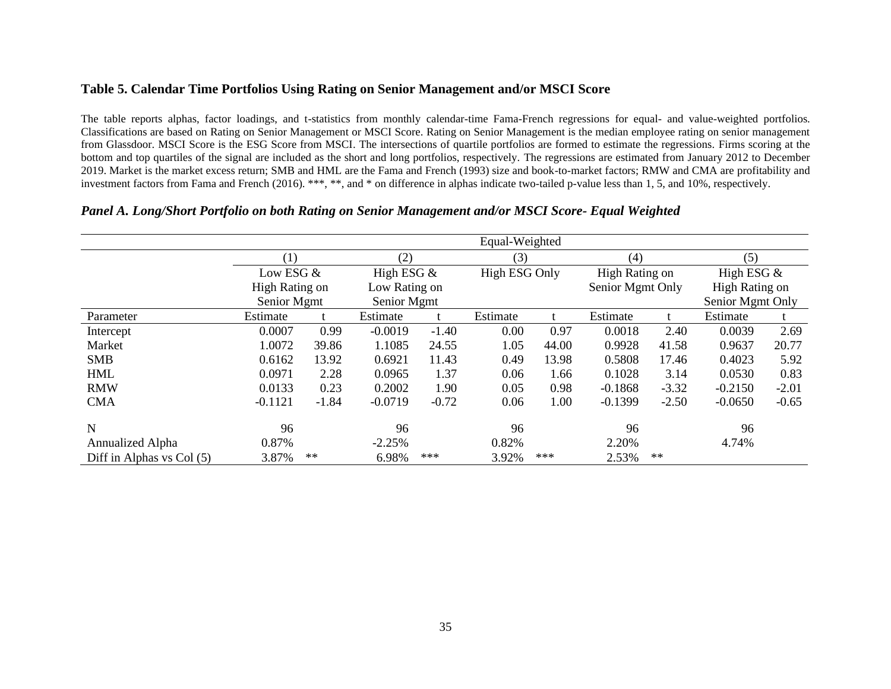### Table 5. Calendar Time Portfolios Using Rating on Senior Management and/or MSCI Score

The table reports alphas, factor loadings, and t-statistics from monthly calendar-time Fama-French regressions for equal- and value-weighted portfolios. Classifications are based on Rating on Senior Management or MSCI Score. Rating on Senior Management is the median employee rating on senior management from Glassdoor. MSCI Score is the ESG Score from MSCI. The intersections of quartile portfolios are formed to estimate the regressions. Firms scoring at the bottom and top quartiles of the signal are included as the short and long portfolios, respectively. The regressions are estimated from January 2012 to December 2019. Market is the market excess return; SMB and HML are the Fama and French (1993) size and book-to-market factors; RMW and CMA are profitability and investment factors from Fama and French (2016). ***, **, and * on difference in alphas indicate two-tailed p-value less than 1, 5, and 10%, respectively.

***Panel A. Long/Short Portfolio on both Rating on Senior Management and/or MSCI Score- Equal Weighted***

| | Equal-Weighted | | | | | | | | | |
|---|---|---|---|---|---|---|---|---|---|---|
| | (1) | | (2) | | (3) | | (4) | | (5) | |
| | Low ESG & High Rating on Senior Mgmt | | High ESG & Low Rating on Senior Mgmt | | High ESG Only | | High Rating on Senior Mgmt Only | | High ESG & High Rating on Senior Mgmt Only | |
| Parameter | Estimate | t | Estimate | t | Estimate | t | Estimate | t | Estimate | t |
| Intercept | 0.0007 | 0.99 | -0.0019 | -1.40 | 0.00 | 0.97 | 0.0018 | 2.40 | 0.0039 | 2.69 |
| Market | 1.0072 | 39.86 | 1.1085 | 24.55 | 1.05 | 44.00 | 0.9928 | 41.58 | 0.9637 | 20.77 |
| SMB | 0.6162 | 13.92 | 0.6921 | 11.43 | 0.49 | 13.98 | 0.5808 | 17.46 | 0.4023 | 5.92 |
| HML | 0.0971 | 2.28 | 0.0965 | 1.37 | 0.06 | 1.66 | 0.1028 | 3.14 | 0.0530 | 0.83 |
| RMW | 0.0133 | 0.23 | 0.2002 | 1.90 | 0.05 | 0.98 | -0.1868 | -3.32 | -0.2150 | -2.01 |
| CMA | -0.1121 | -1.84 | -0.0719 | -0.72 | 0.06 | 1.00 | -0.1399 | -2.50 | -0.0650 | -0.65 |
| N | 96 | | 96 | | 96 | | 96 | | 96 | |
| Annualized Alpha | 0.87% | | -2.25% | | 0.82% | | 2.20% | | 4.74% | |
| Diff in Alphas vs Col (5) | 3.87% | ** | 6.98% | *** | 3.92% | *** | 2.53% | ** | | |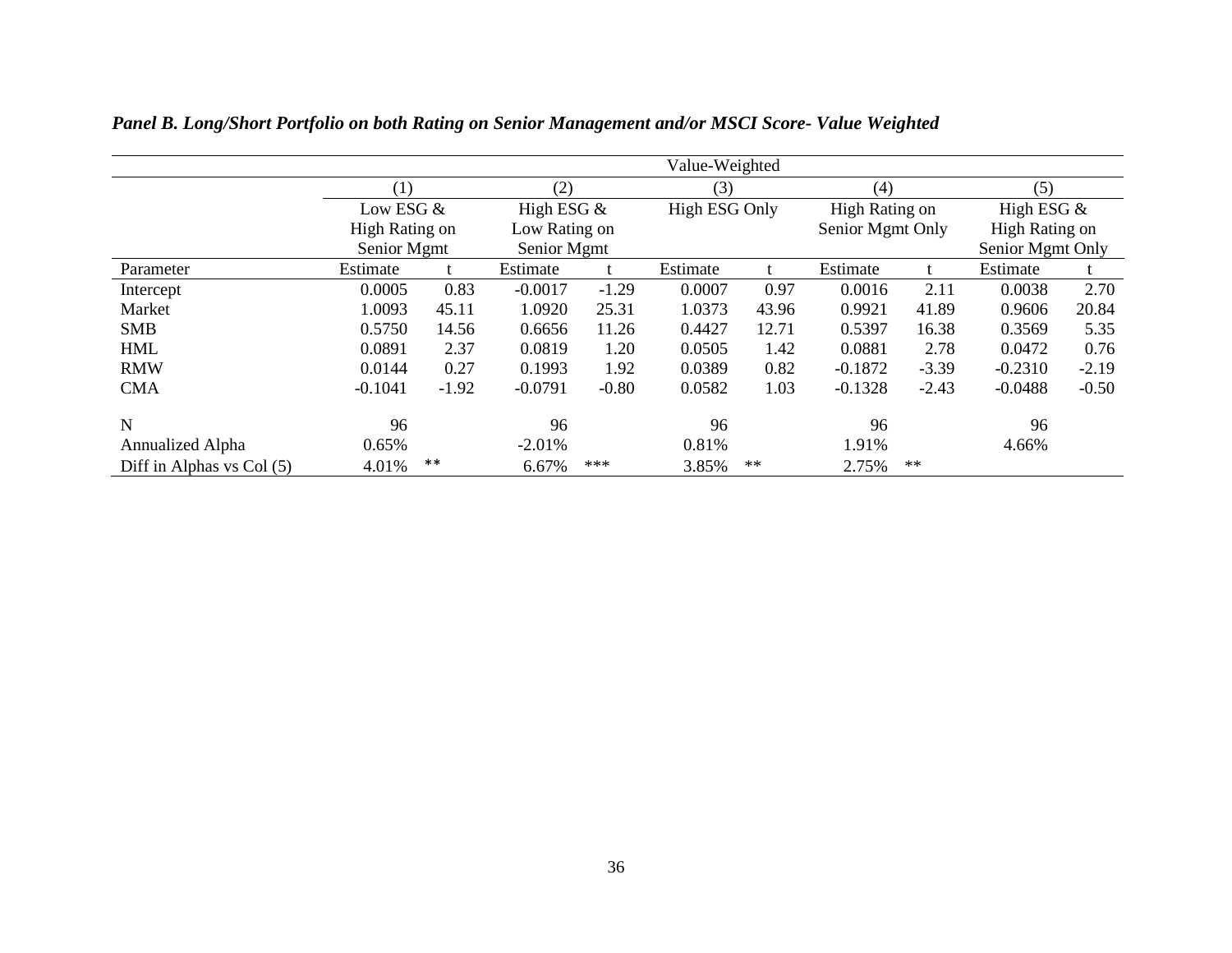***Panel B. Long/Short Portfolio on both Rating on Senior Management and/or MSCI Score- Value Weighted***

| | Value-Weighted | | | | | | | | | |
|---|---|---|---|---|---|---|---|---|---|---|
| | (1) | | (2) | | (3) | | (4) | | (5) | |
| | Low ESG & High Rating on Senior Mgmt | | High ESG & Low Rating on Senior Mgmt | | High ESG Only | | High Rating on Senior Mgmt Only | | High ESG & High Rating on Senior Mgmt Only | |
| Parameter | Estimate | t | Estimate | t | Estimate | t | Estimate | t | Estimate | t |
| Intercept | 0.0005 | 0.83 | -0.0017 | -1.29 | 0.0007 | 0.97 | 0.0016 | 2.11 | 0.0038 | 2.70 |
| Market | 1.0093 | 45.11 | 1.0920 | 25.31 | 1.0373 | 43.96 | 0.9921 | 41.89 | 0.9606 | 20.84 |
| SMB | 0.5750 | 14.56 | 0.6656 | 11.26 | 0.4427 | 12.71 | 0.5397 | 16.38 | 0.3569 | 5.35 |
| HML | 0.0891 | 2.37 | 0.0819 | 1.20 | 0.0505 | 1.42 | 0.0881 | 2.78 | 0.0472 | 0.76 |
| RMW | 0.0144 | 0.27 | 0.1993 | 1.92 | 0.0389 | 0.82 | -0.1872 | -3.39 | -0.2310 | -2.19 |
| CMA | -0.1041 | -1.92 | -0.0791 | -0.80 | 0.0582 | 1.03 | -0.1328 | -2.43 | -0.0488 | -0.50 |
| N | 96 | | 96 | | 96 | | 96 | | 96 | |
| Annualized Alpha | 0.65% | | -2.01% | | 0.81% | | 1.91% | | 4.66% | |
| Diff in Alphas vs Col (5) | 4.01% | ** | 6.67% | *** | 3.85% | ** | 2.75% | ** | | |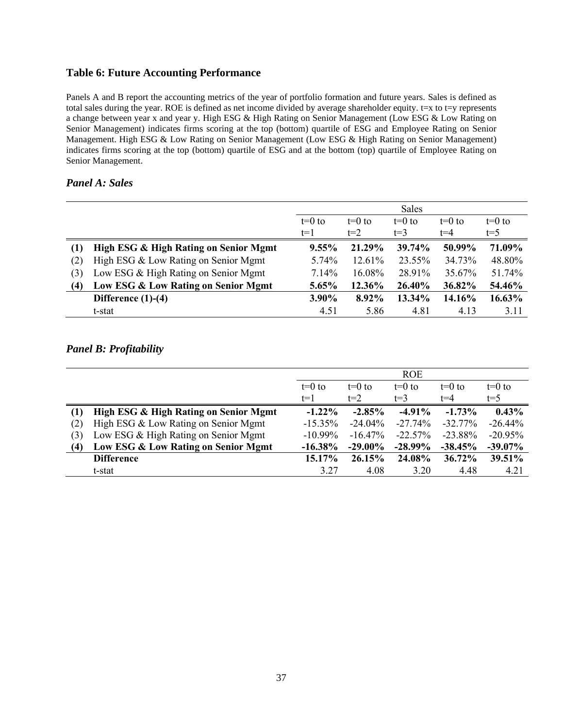### Table 6: Future Accounting Performance

Panels A and B report the accounting metrics of the year of portfolio formation and future years. Sales is defined as total sales during the year. ROE is defined as net income divided by average shareholder equity. t=x to t=y represents a change between year x and year y. High ESG & High Rating on Senior Management (Low ESG & Low Rating on Senior Management) indicates firms scoring at the top (bottom) quartile of ESG and Employee Rating on Senior Management. High ESG & Low Rating on Senior Management (Low ESG & High Rating on Senior Management) indicates firms scoring at the top (bottom) quartile of ESG and at the bottom (top) quartile of Employee Rating on Senior Management.

#### *Panel A: Sales*

| | | Sales | | | | |
|---|---|---|---|---|---|---|
| | | t=0 to t=1 | t=0 to t=2 | t=0 to t=3 | t=0 to t=4 | t=0 to t=5 |
| **(1)** | **High ESG & High Rating on Senior Mgmt** | **9.55%** | **21.29%** | **39.74%** | **50.99%** | **71.09%** |
| (2) | High ESG & Low Rating on Senior Mgmt | 5.74% | 12.61% | 23.55% | 34.73% | 48.80% |
| (3) | Low ESG & High Rating on Senior Mgmt | 7.14% | 16.08% | 28.91% | 35.67% | 51.74% |
| **(4)** | **Low ESG & Low Rating on Senior Mgmt** | **5.65%** | **12.36%** | **26.40%** | **36.82%** | **54.46%** |
| | **Difference (1)-(4)** | **3.90%** | **8.92%** | **13.34%** | **14.16%** | **16.63%** |
| | t-stat | 4.51 | 5.86 | 4.81 | 4.13 | 3.11 |

#### *Panel B: Profitability*

| | | ROE | | | | |
|---|---|---|---|---|---|---|
| | | t=0 to t=1 | t=0 to t=2 | t=0 to t=3 | t=0 to t=4 | t=0 to t=5 |
| **(1)** | **High ESG & High Rating on Senior Mgmt** | **-1.22%** | **-2.85%** | **-4.91%** | **-1.73%** | **0.43%** |
| (2) | High ESG & Low Rating on Senior Mgmt | -15.35% | -24.04% | -27.74% | -32.77% | -26.44% |
| (3) | Low ESG & High Rating on Senior Mgmt | -10.99% | -16.47% | -22.57% | -23.88% | -20.95% |
| **(4)** | **Low ESG & Low Rating on Senior Mgmt** | **-16.38%** | **-29.00%** | **-28.99%** | **-38.45%** | **-39.07%** |
| | **Difference** | **15.17%** | **26.15%** | **24.08%** | **36.72%** | **39.51%** |
| | t-stat | 3.27 | 4.08 | 3.20 | 4.48 | 4.21 |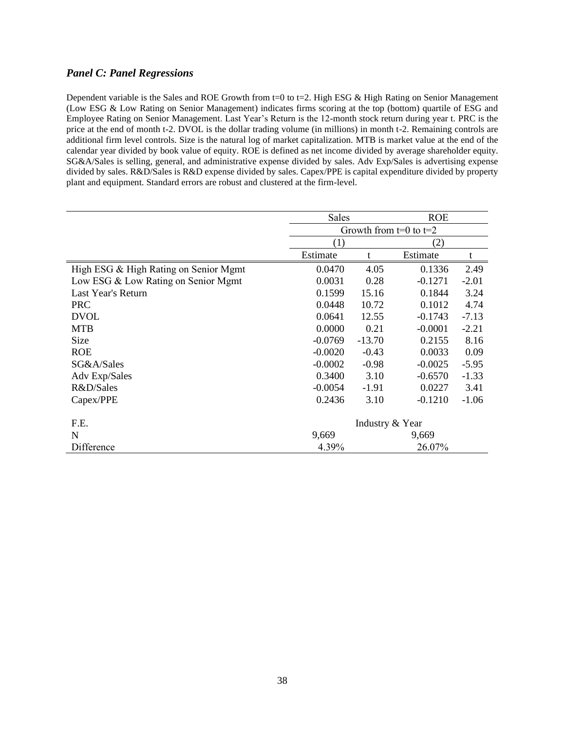### *Panel C: Panel Regressions*

Dependent variable is the Sales and ROE Growth from t=0 to t=2. High ESG & High Rating on Senior Management (Low ESG & Low Rating on Senior Management) indicates firms scoring at the top (bottom) quartile of ESG and Employee Rating on Senior Management. Last Year's Return is the 12-month stock return during year t. PRC is the price at the end of month t-2. DVOL is the dollar trading volume (in millions) in month t-2. Remaining controls are additional firm level controls. Size is the natural log of market capitalization. MTB is market value at the end of the calendar year divided by book value of equity. ROE is defined as net income divided by average shareholder equity. SG&A/Sales is selling, general, and administrative expense divided by sales. Adv Exp/Sales is advertising expense divided by sales. R&D/Sales is R&D expense divided by sales. Capex/PPE is capital expenditure divided by property plant and equipment. Standard errors are robust and clustered at the firm-level.

| | Sales | | ROE | |
|---|---|---|---|---|
| | Growth from t=0 to t=2 | | | |
| | (1) | | (2) | |
| | Estimate | t | Estimate | t |
| High ESG & High Rating on Senior Mgmt | 0.0470 | 4.05 | 0.1336 | 2.49 |
| Low ESG & Low Rating on Senior Mgmt | 0.0031 | 0.28 | -0.1271 | -2.01 |
| Last Year's Return | 0.1599 | 15.16 | 0.1844 | 3.24 |
| PRC | 0.0448 | 10.72 | 0.1012 | 4.74 |
| DVOL | 0.0641 | 12.55 | -0.1743 | -7.13 |
| MTB | 0.0000 | 0.21 | -0.0001 | -2.21 |
| Size | -0.0769 | -13.70 | 0.2155 | 8.16 |
| ROE | -0.0020 | -0.43 | 0.0033 | 0.09 |
| SG&A/Sales | -0.0002 | -0.98 | -0.0025 | -5.95 |
| Adv Exp/Sales | 0.3400 | 3.10 | -0.6570 | -1.33 |
| R&D/Sales | -0.0054 | -1.91 | 0.0227 | 3.41 |
| Capex/PPE | 0.2436 | 3.10 | -0.1210 | -1.06 |
| F.E. | Industry & Year | | | |
| N | 9,669 | | 9,669 | |
| Difference | 4.39% | | 26.07% | |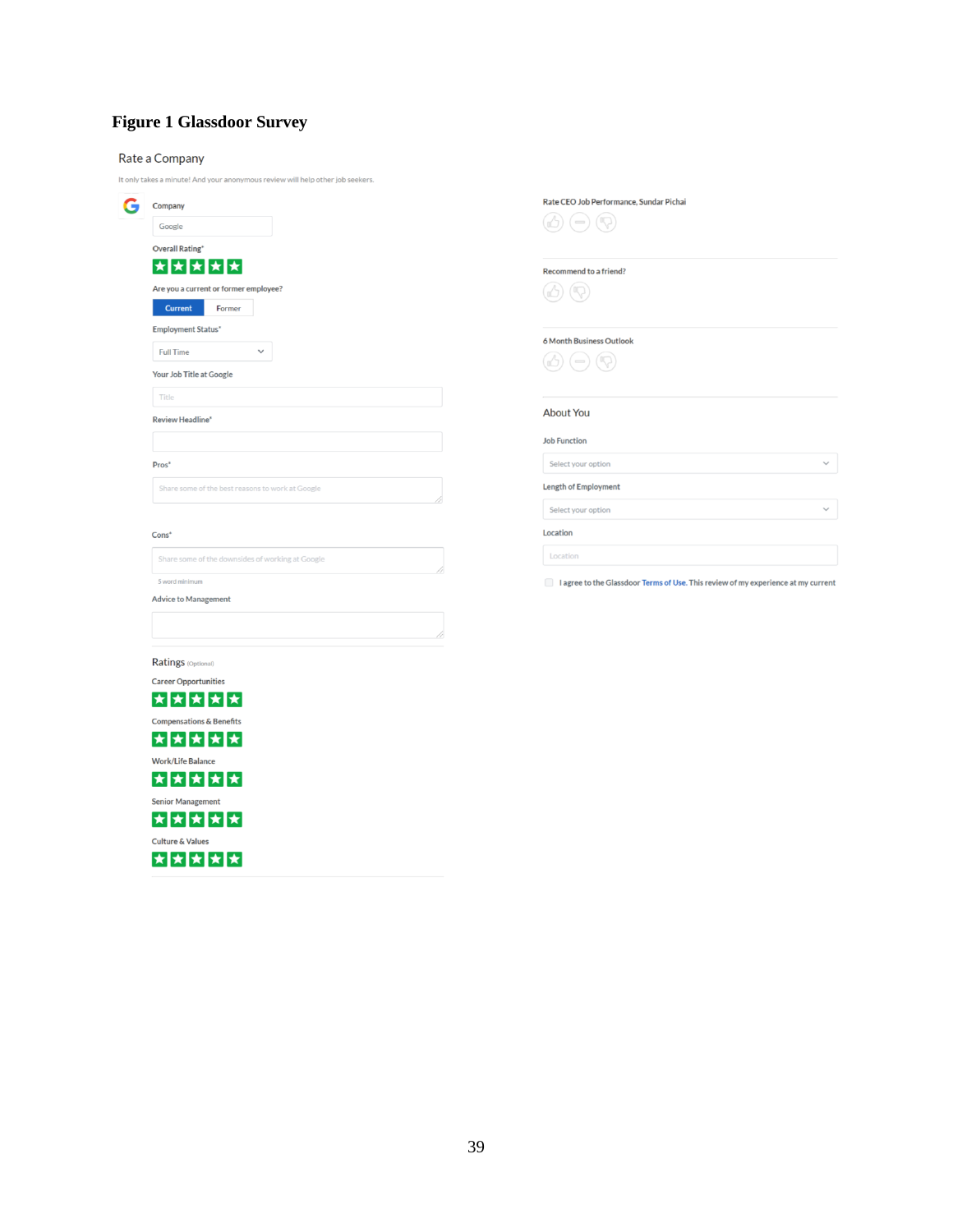**Figure 1 Glassdoor Survey**

Rate a Company

It only takes a minute! And your anonymous review will help other job seekers.

Company

Google

Overall Rating*

Are you a current or former employee?

Current Former

Employment Status*

Full Time

Your Job Title at Google

Title

Review Headline*

Pros*

Share some of the best reasons to work at Google

Cons*

Share some of the downsides of working at Google

5 word minimum

Advice to Management

Ratings (Optional)

Career Opportunities

Compensations & Benefits

Work/Life Balance

Senior Management

Culture & Values

Rate CEO Job Performance, Sundar Pichai

Recommend to a friend?

6 Month Business Outlook

About You

Job Function

Select your option

Length of Employment

Select your option

Location

Location

I agree to the Glassdoor Terms of Use. This review of my experience at my current